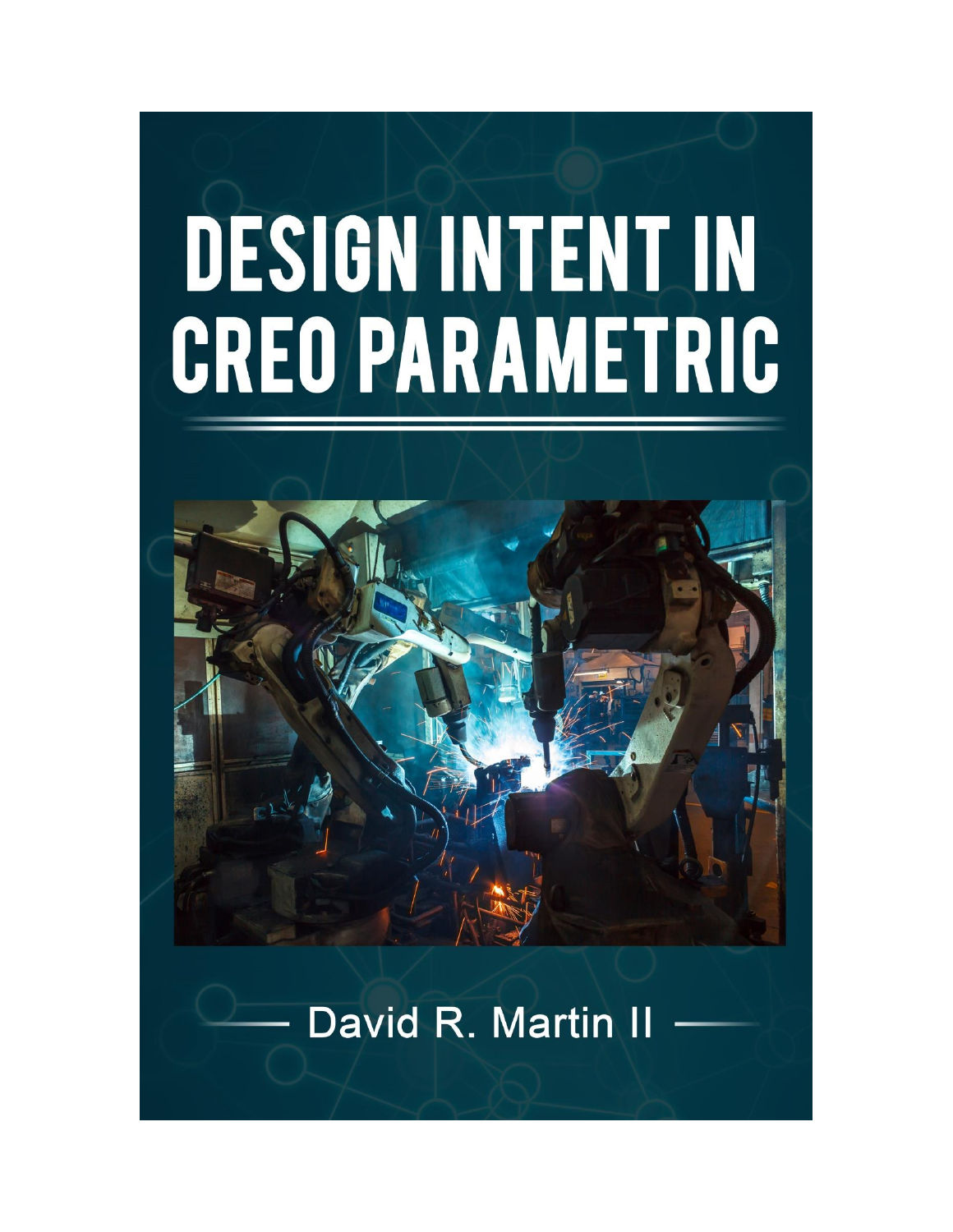# DESIGN INTENT IN CREO PARAMETRIC

David R. Martin II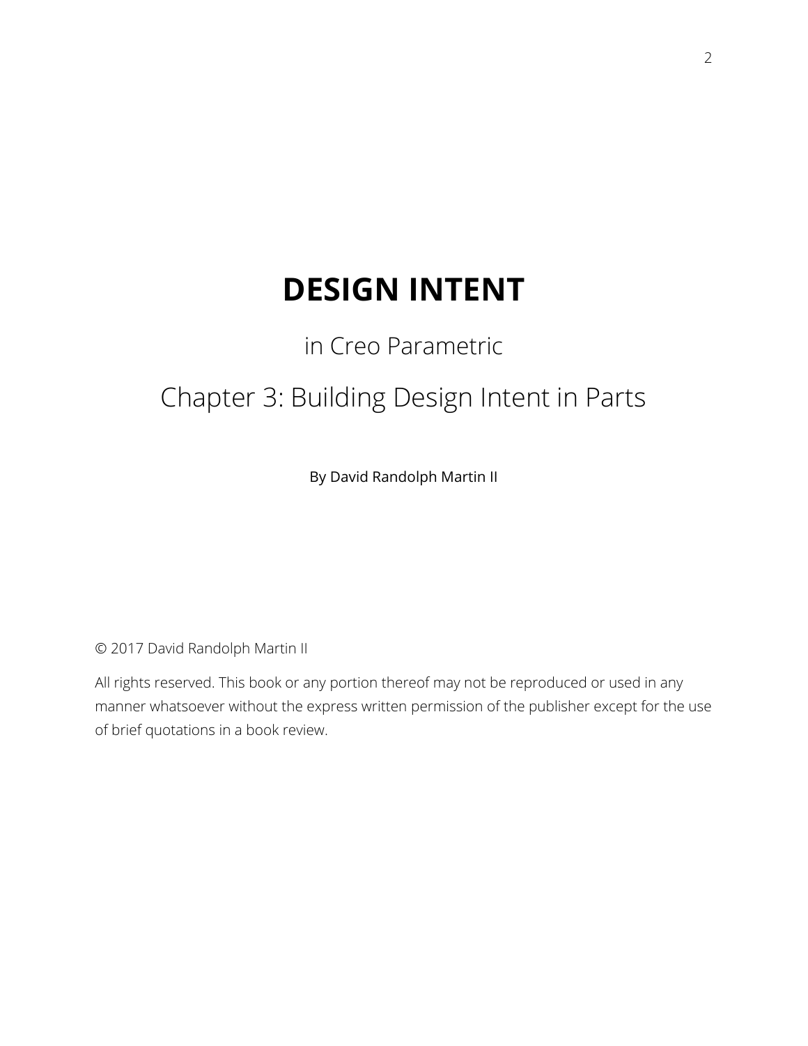# DESIGN INTENT

in Creo Parametric

Chapter 3: Building Design Intent in Parts

By David Randolph Martin II

© 2017 David Randolph Martin II

All rights reserved. This book or any portion thereof may not be reproduced or used in any manner whatsoever without the express written permission of the publisher except for the use of brief quotations in a book review.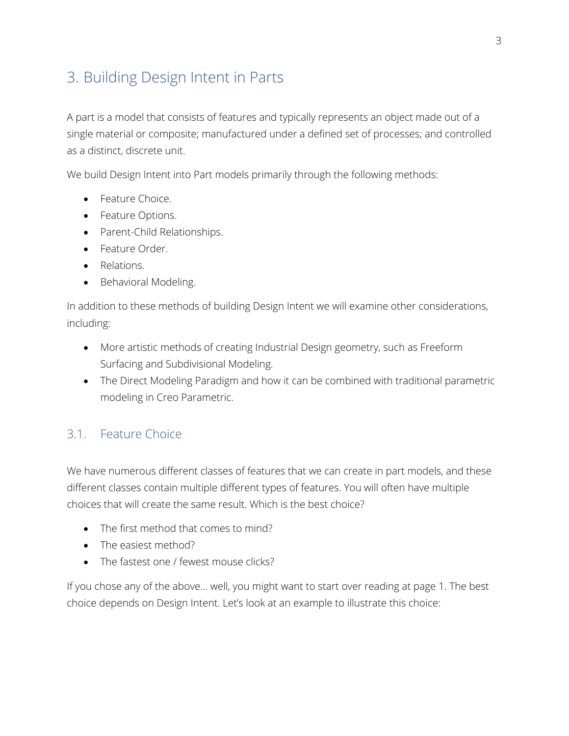# 3. Building Design Intent in Parts

A part is a model that consists of features and typically represents an object made out of a single material or composite; manufactured under a defined set of processes; and controlled as a distinct, discrete unit.

We build Design Intent into Part models primarily through the following methods:

- Feature Choice.
- Feature Options.
- Parent-Child Relationships.
- Feature Order.
- Relations.
- Behavioral Modeling.

In addition to these methods of building Design Intent we will examine other considerations, including:

- More artistic methods of creating Industrial Design geometry, such as Freeform Surfacing and Subdivisional Modeling.
- The Direct Modeling Paradigm and how it can be combined with traditional parametric modeling in Creo Parametric.

## 3.1. Feature Choice

We have numerous different classes of features that we can create in part models, and these different classes contain multiple different types of features. You will often have multiple choices that will create the same result. Which is the best choice?

- The first method that comes to mind?
- The easiest method?
- The fastest one / fewest mouse clicks?

If you chose any of the above… well, you might want to start over reading at page 1. The best choice depends on Design Intent. Let's look at an example to illustrate this choice: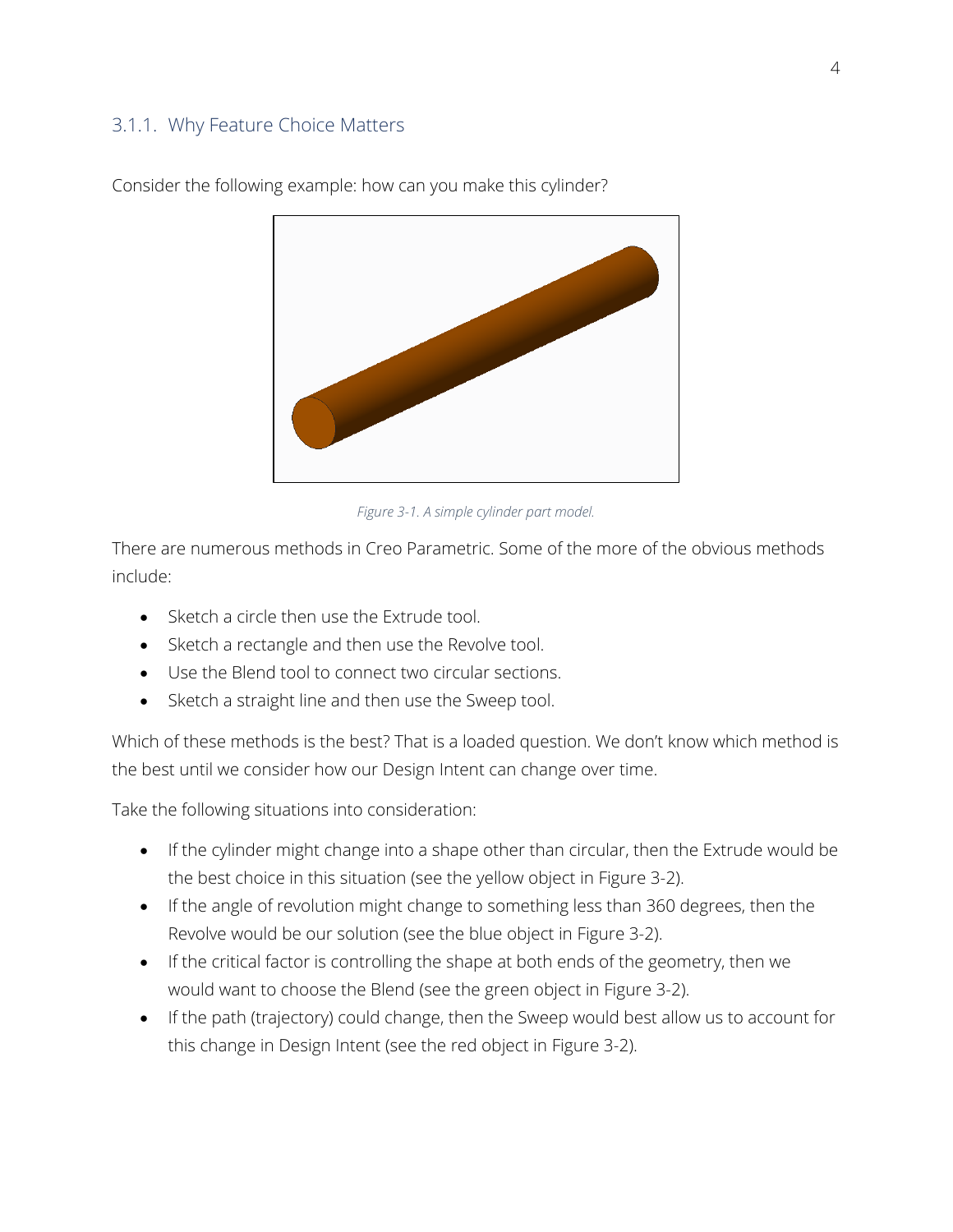### 3.1.1. Why Feature Choice Matters

Consider the following example: how can you make this cylinder?

*Figure 3-1. A simple cylinder part model.*

There are numerous methods in Creo Parametric. Some of the more of the obvious methods include:

- Sketch a circle then use the Extrude tool.
- Sketch a rectangle and then use the Revolve tool.
- Use the Blend tool to connect two circular sections.
- Sketch a straight line and then use the Sweep tool.

Which of these methods is the best? That is a loaded question. We don't know which method is the best until we consider how our Design Intent can change over time.

Take the following situations into consideration:

- If the cylinder might change into a shape other than circular, then the Extrude would be the best choice in this situation (see the yellow object in Figure 3-2).
- If the angle of revolution might change to something less than 360 degrees, then the Revolve would be our solution (see the blue object in Figure 3-2).
- If the critical factor is controlling the shape at both ends of the geometry, then we would want to choose the Blend (see the green object in Figure 3-2).
- If the path (trajectory) could change, then the Sweep would best allow us to account for this change in Design Intent (see the red object in Figure 3-2).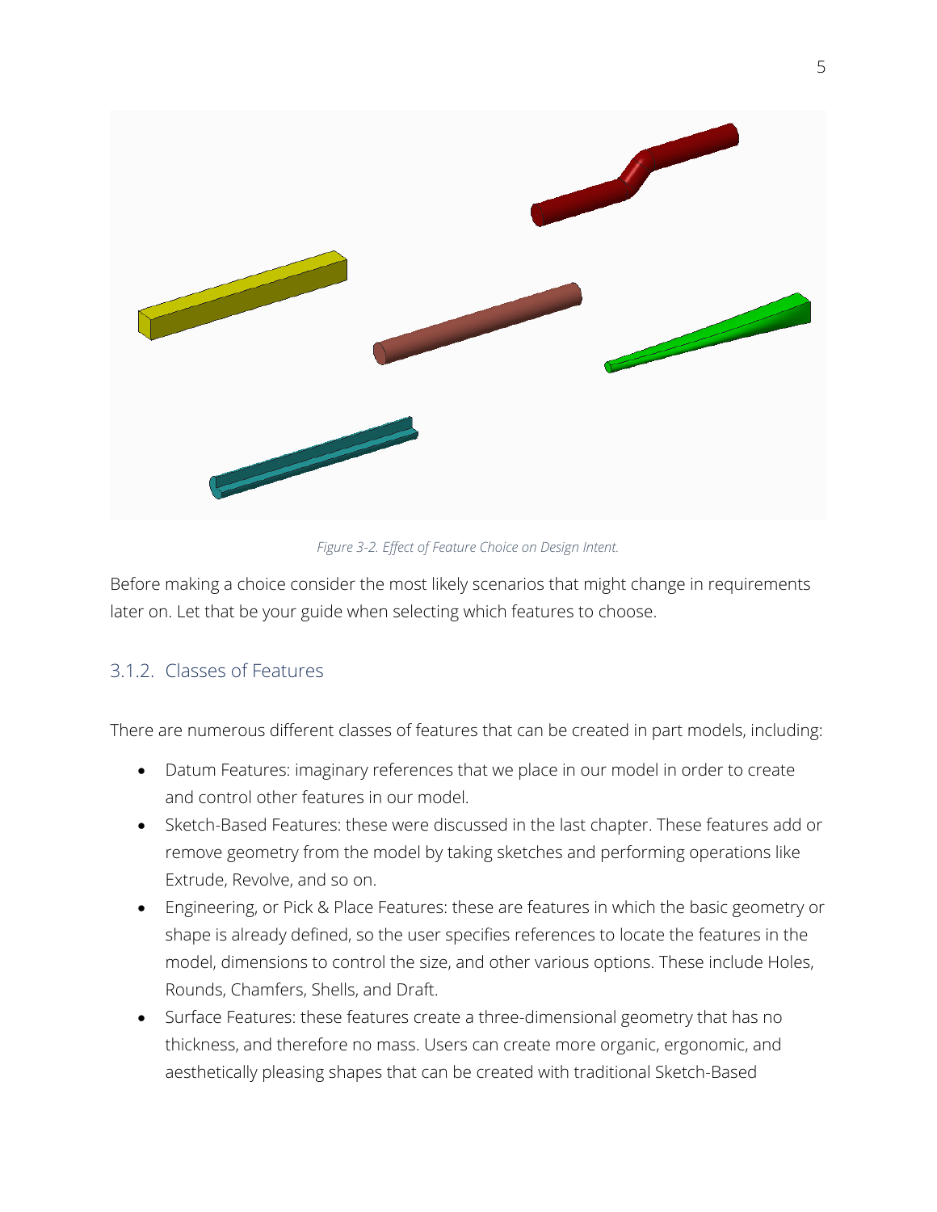*Figure 3-2. Effect of Feature Choice on Design Intent.*

Before making a choice consider the most likely scenarios that might change in requirements later on. Let that be your guide when selecting which features to choose.

### 3.1.2. Classes of Features

There are numerous different classes of features that can be created in part models, including:

- Datum Features: imaginary references that we place in our model in order to create and control other features in our model.
- Sketch-Based Features: these were discussed in the last chapter. These features add or remove geometry from the model by taking sketches and performing operations like Extrude, Revolve, and so on.
- Engineering, or Pick & Place Features: these are features in which the basic geometry or shape is already defined, so the user specifies references to locate the features in the model, dimensions to control the size, and other various options. These include Holes, Rounds, Chamfers, Shells, and Draft.
- Surface Features: these features create a three-dimensional geometry that has no thickness, and therefore no mass. Users can create more organic, ergonomic, and aesthetically pleasing shapes that can be created with traditional Sketch-Based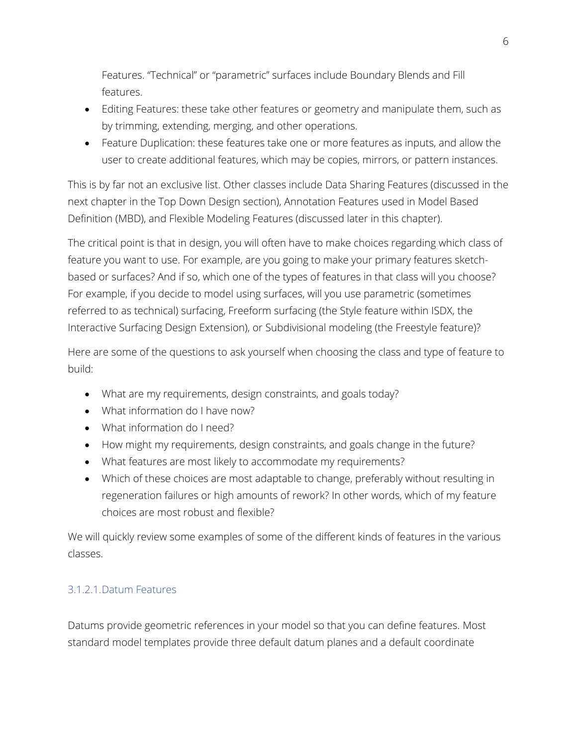Features. "Technical" or "parametric" surfaces include Boundary Blends and Fill features.

- Editing Features: these take other features or geometry and manipulate them, such as by trimming, extending, merging, and other operations.
- Feature Duplication: these features take one or more features as inputs, and allow the user to create additional features, which may be copies, mirrors, or pattern instances.

This is by far not an exclusive list. Other classes include Data Sharing Features (discussed in the next chapter in the Top Down Design section), Annotation Features used in Model Based Definition (MBD), and Flexible Modeling Features (discussed later in this chapter).

The critical point is that in design, you will often have to make choices regarding which class of feature you want to use. For example, are you going to make your primary features sketch-based or surfaces? And if so, which one of the types of features in that class will you choose? For example, if you decide to model using surfaces, will you use parametric (sometimes referred to as technical) surfacing, Freeform surfacing (the Style feature within ISDX, the Interactive Surfacing Design Extension), or Subdivisional modeling (the Freestyle feature)?

Here are some of the questions to ask yourself when choosing the class and type of feature to build:

- What are my requirements, design constraints, and goals today?
- What information do I have now?
- What information do I need?
- How might my requirements, design constraints, and goals change in the future?
- What features are most likely to accommodate my requirements?
- Which of these choices are most adaptable to change, preferably without resulting in regeneration failures or high amounts of rework? In other words, which of my feature choices are most robust and flexible?

We will quickly review some examples of some of the different kinds of features in the various classes.

#### 3.1.2.1. Datum Features

Datums provide geometric references in your model so that you can define features. Most standard model templates provide three default datum planes and a default coordinate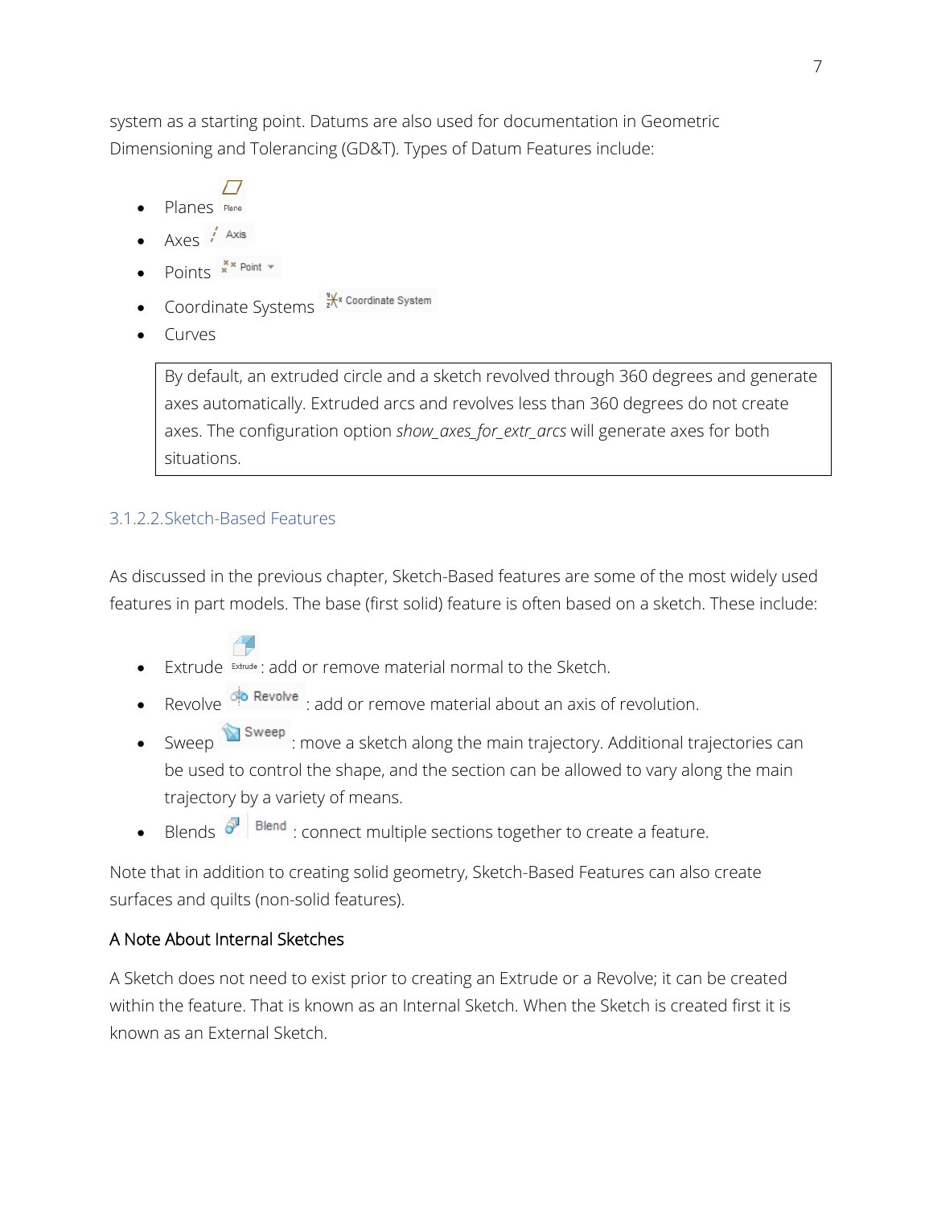system as a starting point. Datums are also used for documentation in Geometric Dimensioning and Tolerancing (GD&T). Types of Datum Features include:

- Planes Plane
- Axes Axis
- Points Point
- Coordinate Systems Coordinate System
- Curves

> By default, an extruded circle and a sketch revolved through 360 degrees and generate axes automatically. Extruded arcs and revolves less than 360 degrees do not create axes. The configuration option *show_axes_for_extr_arcs* will generate axes for both situations.

### 3.1.2.2. Sketch-Based Features

As discussed in the previous chapter, Sketch-Based features are some of the most widely used features in part models. The base (first solid) feature is often based on a sketch. These include:

- Extrude Extrude: add or remove material normal to the Sketch.
- Revolve Revolve: add or remove material about an axis of revolution.
- Sweep Sweep: move a sketch along the main trajectory. Additional trajectories can be used to control the shape, and the section can be allowed to vary along the main trajectory by a variety of means.
- Blends Blend: connect multiple sections together to create a feature.

Note that in addition to creating solid geometry, Sketch-Based Features can also create surfaces and quilts (non-solid features).

#### A Note About Internal Sketches

A Sketch does not need to exist prior to creating an Extrude or a Revolve; it can be created within the feature. That is known as an Internal Sketch. When the Sketch is created first it is known as an External Sketch.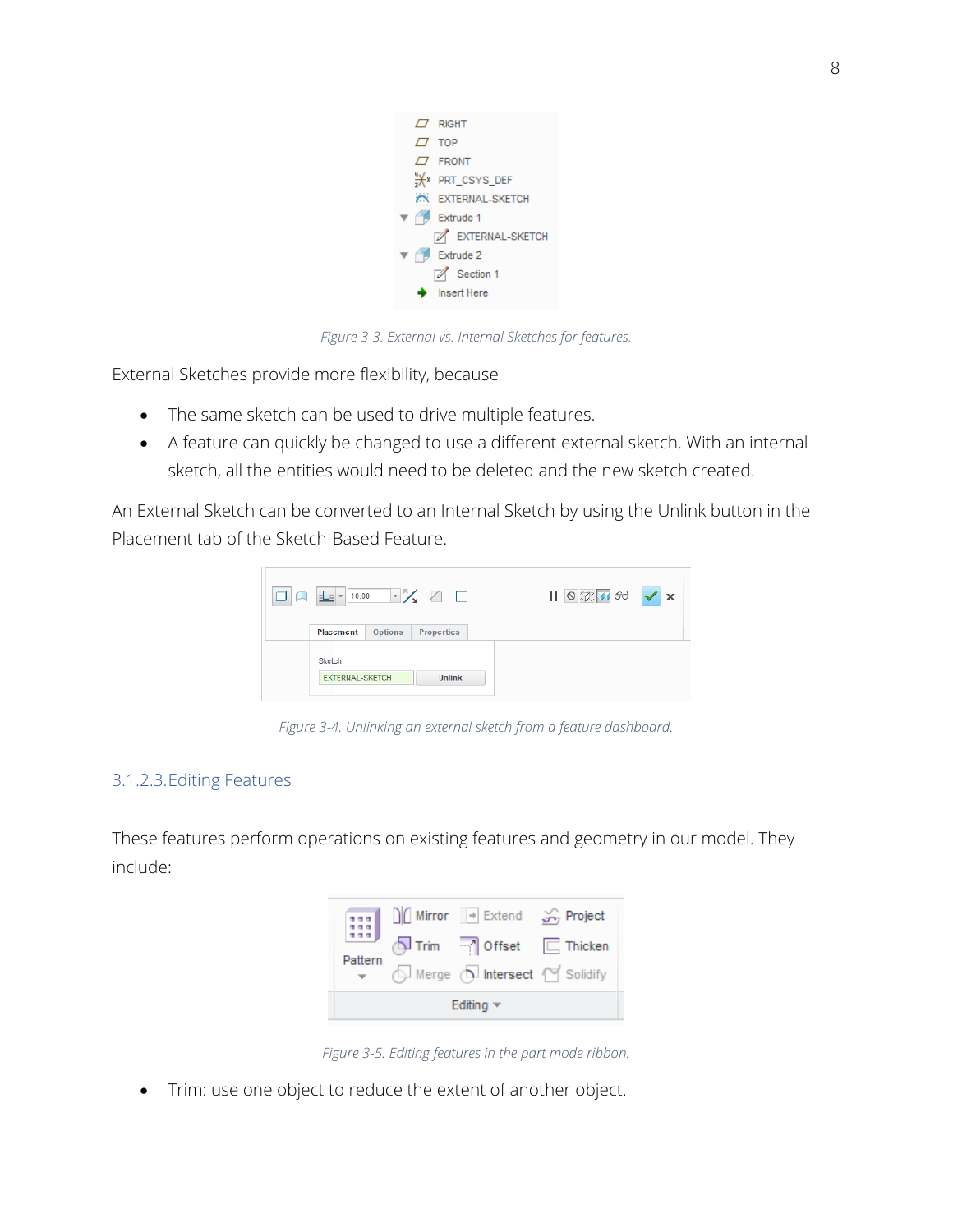Figure 3-3. External vs. Internal Sketches for features.

External Sketches provide more flexibility, because

- The same sketch can be used to drive multiple features.
- A feature can quickly be changed to use a different external sketch. With an internal sketch, all the entities would need to be deleted and the new sketch created.

An External Sketch can be converted to an Internal Sketch by using the Unlink button in the Placement tab of the Sketch-Based Feature.

Figure 3-4. Unlinking an external sketch from a feature dashboard.

### 3.1.2.3. Editing Features

These features perform operations on existing features and geometry in our model. They include:

Figure 3-5. Editing features in the part mode ribbon.

- Trim: use one object to reduce the extent of another object.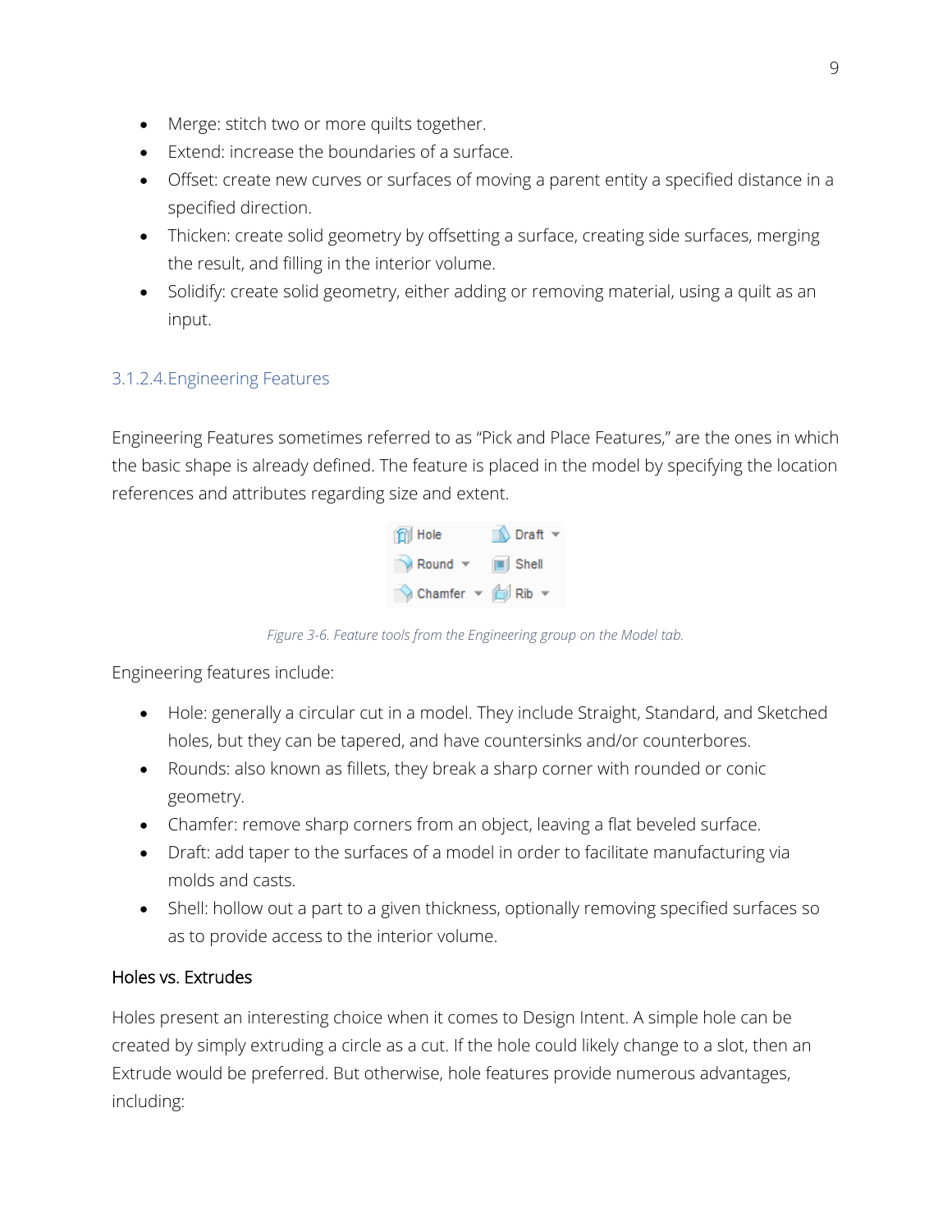- Merge: stitch two or more quilts together.
- Extend: increase the boundaries of a surface.
- Offset: create new curves or surfaces of moving a parent entity a specified distance in a specified direction.
- Thicken: create solid geometry by offsetting a surface, creating side surfaces, merging the result, and filling in the interior volume.
- Solidify: create solid geometry, either adding or removing material, using a quilt as an input.

#### 3.1.2.4. Engineering Features

Engineering Features sometimes referred to as "Pick and Place Features," are the ones in which the basic shape is already defined. The feature is placed in the model by specifying the location references and attributes regarding size and extent.

*Figure 3-6. Feature tools from the Engineering group on the Model tab.*

Engineering features include:

- Hole: generally a circular cut in a model. They include Straight, Standard, and Sketched holes, but they can be tapered, and have countersinks and/or counterbores.
- Rounds: also known as fillets, they break a sharp corner with rounded or conic geometry.
- Chamfer: remove sharp corners from an object, leaving a flat beveled surface.
- Draft: add taper to the surfaces of a model in order to facilitate manufacturing via molds and casts.
- Shell: hollow out a part to a given thickness, optionally removing specified surfaces so as to provide access to the interior volume.

**Holes vs. Extrudes**

Holes present an interesting choice when it comes to Design Intent. A simple hole can be created by simply extruding a circle as a cut. If the hole could likely change to a slot, then an Extrude would be preferred. But otherwise, hole features provide numerous advantages, including: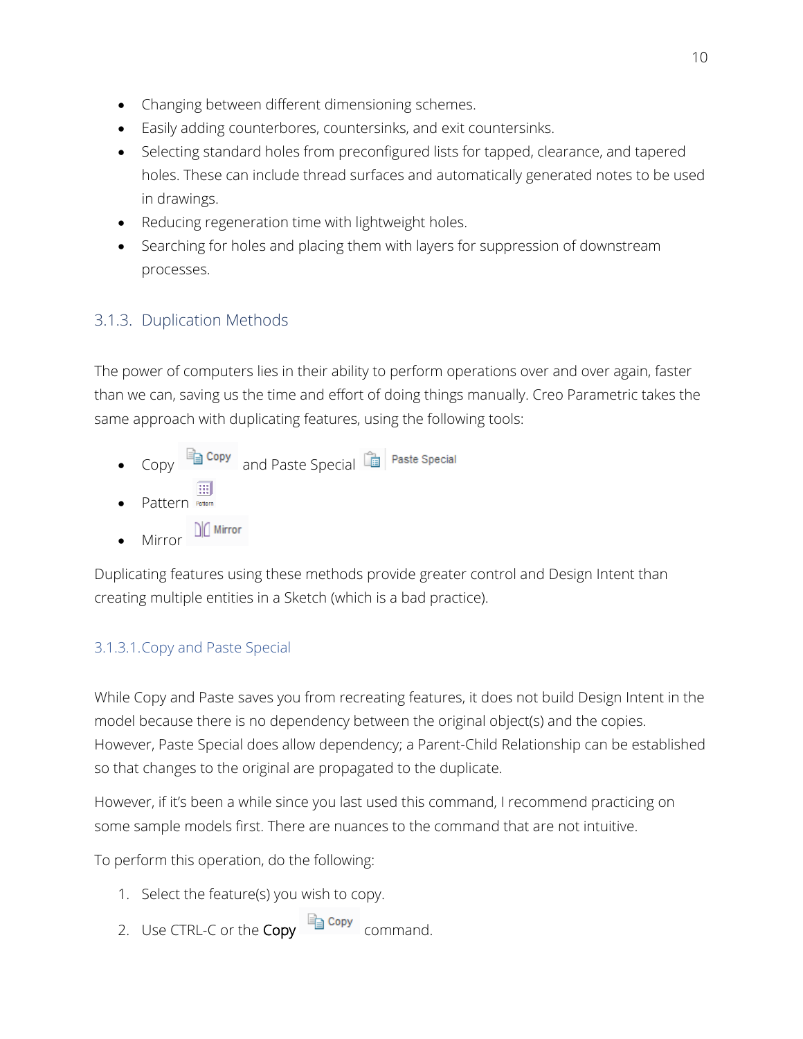- Changing between different dimensioning schemes.
- Easily adding counterbores, countersinks, and exit countersinks.
- Selecting standard holes from preconfigured lists for tapped, clearance, and tapered holes. These can include thread surfaces and automatically generated notes to be used in drawings.
- Reducing regeneration time with lightweight holes.
- Searching for holes and placing them with layers for suppression of downstream processes.

### 3.1.3. Duplication Methods

The power of computers lies in their ability to perform operations over and over again, faster than we can, saving us the time and effort of doing things manually. Creo Parametric takes the same approach with duplicating features, using the following tools:

- Copy Copy and Paste Special Paste Special
- Pattern Pattern
- Mirror Mirror

Duplicating features using these methods provide greater control and Design Intent than creating multiple entities in a Sketch (which is a bad practice).

#### 3.1.3.1. Copy and Paste Special

While Copy and Paste saves you from recreating features, it does not build Design Intent in the model because there is no dependency between the original object(s) and the copies. However, Paste Special does allow dependency; a Parent-Child Relationship can be established so that changes to the original are propagated to the duplicate.

However, if it's been a while since you last used this command, I recommend practicing on some sample models first. There are nuances to the command that are not intuitive.

To perform this operation, do the following:

1. Select the feature(s) you wish to copy.
2. Use CTRL-C or the **Copy** Copy command.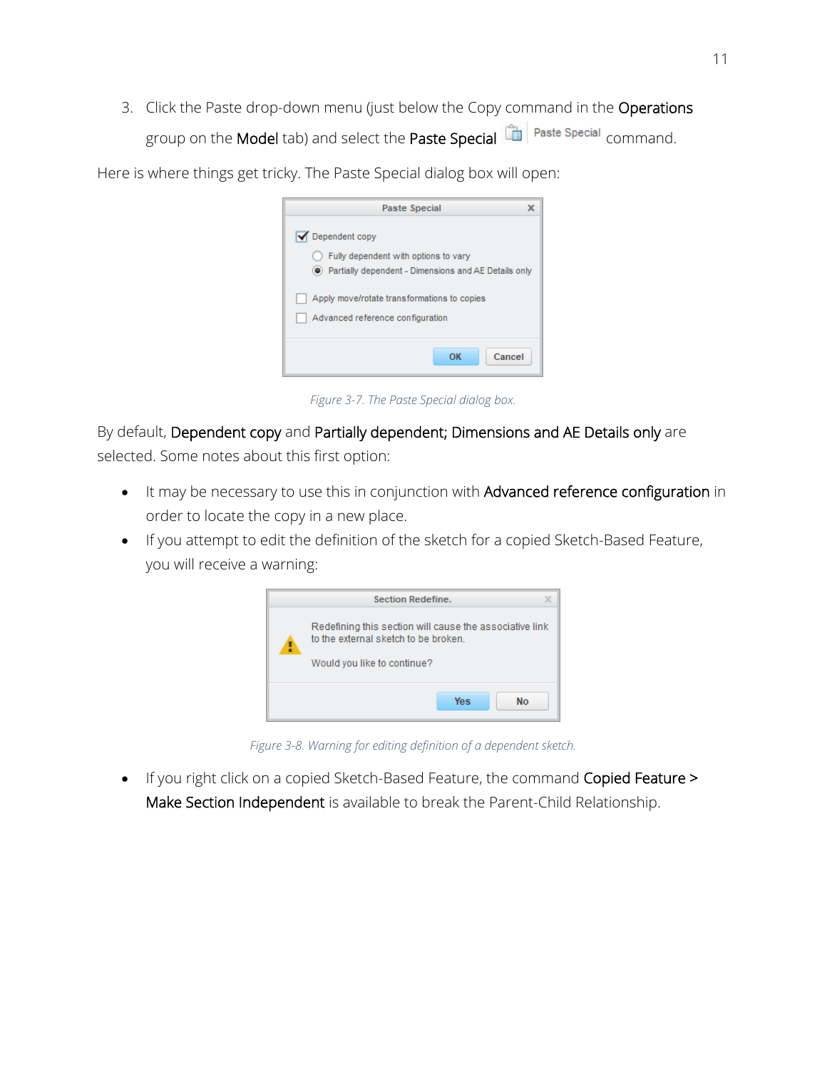3. Click the Paste drop-down menu (just below the Copy command in the **Operations** group on the **Model** tab) and select the **Paste Special** Paste Special command.

Here is where things get tricky. The Paste Special dialog box will open:

*Figure 3-7. The Paste Special dialog box.*

By default, **Dependent copy** and **Partially dependent; Dimensions and AE Details only** are selected. Some notes about this first option:

- It may be necessary to use this in conjunction with **Advanced reference configuration** in order to locate the copy in a new place.
- If you attempt to edit the definition of the sketch for a copied Sketch-Based Feature, you will receive a warning:

*Figure 3-8. Warning for editing definition of a dependent sketch.*

- If you right click on a copied Sketch-Based Feature, the command **Copied Feature > Make Section Independent** is available to break the Parent-Child Relationship.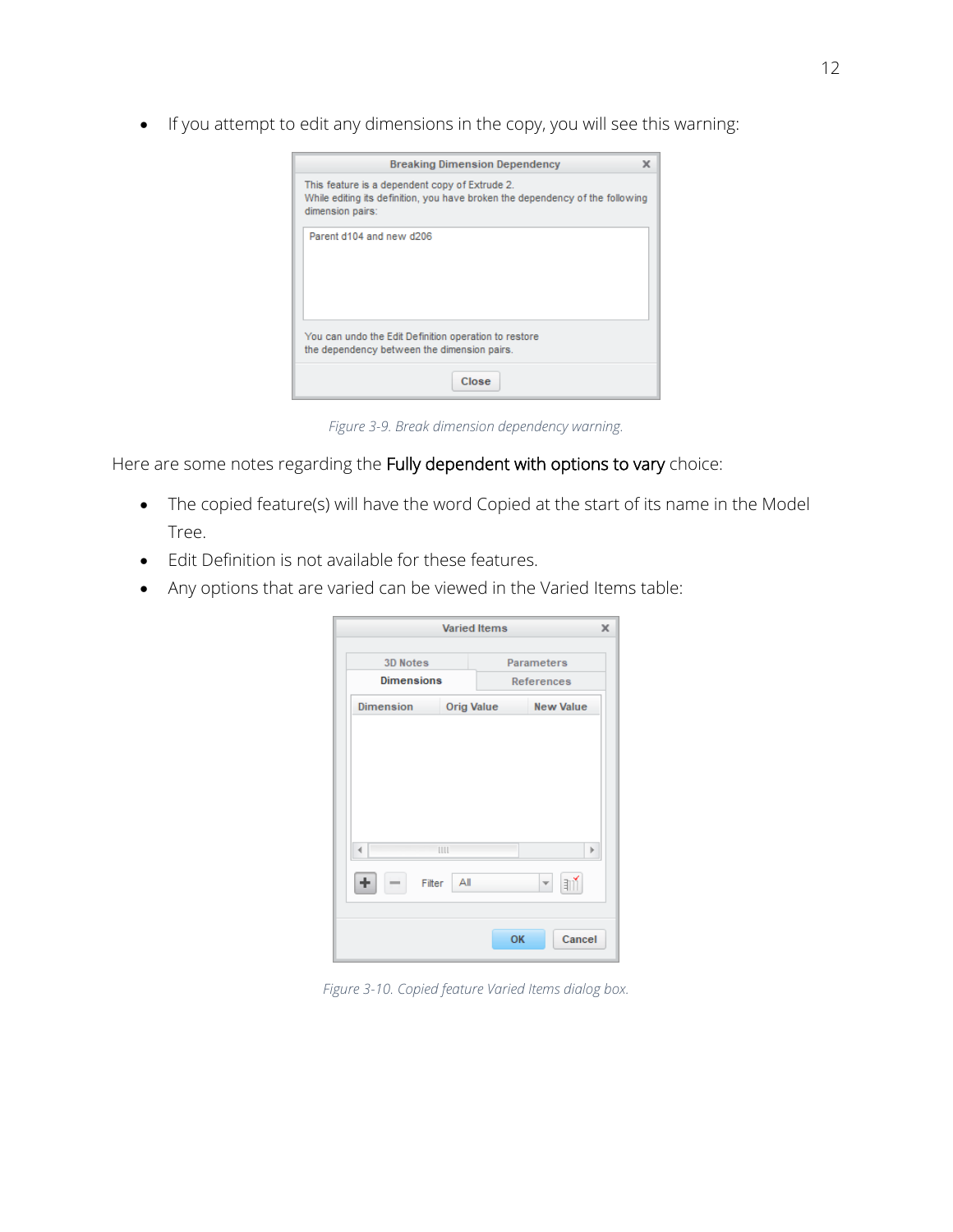- If you attempt to edit any dimensions in the copy, you will see this warning:

*Figure 3-9. Break dimension dependency warning.*

Here are some notes regarding the **Fully dependent with options to vary** choice:

- The copied feature(s) will have the word Copied at the start of its name in the Model Tree.
- Edit Definition is not available for these features.
- Any options that are varied can be viewed in the Varied Items table:

*Figure 3-10. Copied feature Varied Items dialog box.*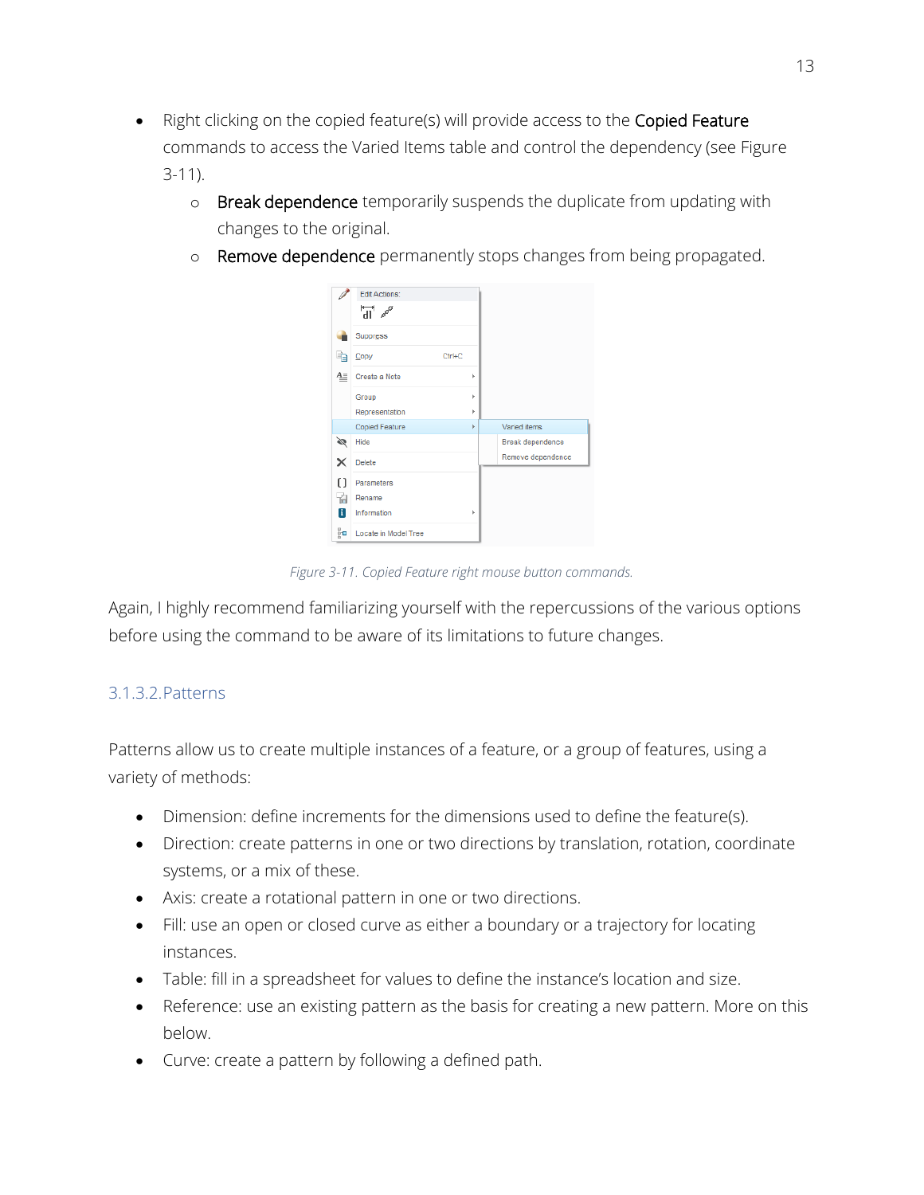- Right clicking on the copied feature(s) will provide access to the **Copied Feature** commands to access the Varied Items table and control the dependency (see Figure 3-11).
    - **Break dependence** temporarily suspends the duplicate from updating with changes to the original.
    - **Remove dependence** permanently stops changes from being propagated.

*Figure 3-11. Copied Feature right mouse button commands.*

Again, I highly recommend familiarizing yourself with the repercussions of the various options before using the command to be aware of its limitations to future changes.

### 3.1.3.2. Patterns

Patterns allow us to create multiple instances of a feature, or a group of features, using a variety of methods:

- Dimension: define increments for the dimensions used to define the feature(s).
- Direction: create patterns in one or two directions by translation, rotation, coordinate systems, or a mix of these.
- Axis: create a rotational pattern in one or two directions.
- Fill: use an open or closed curve as either a boundary or a trajectory for locating instances.
- Table: fill in a spreadsheet for values to define the instance's location and size.
- Reference: use an existing pattern as the basis for creating a new pattern. More on this below.
- Curve: create a pattern by following a defined path.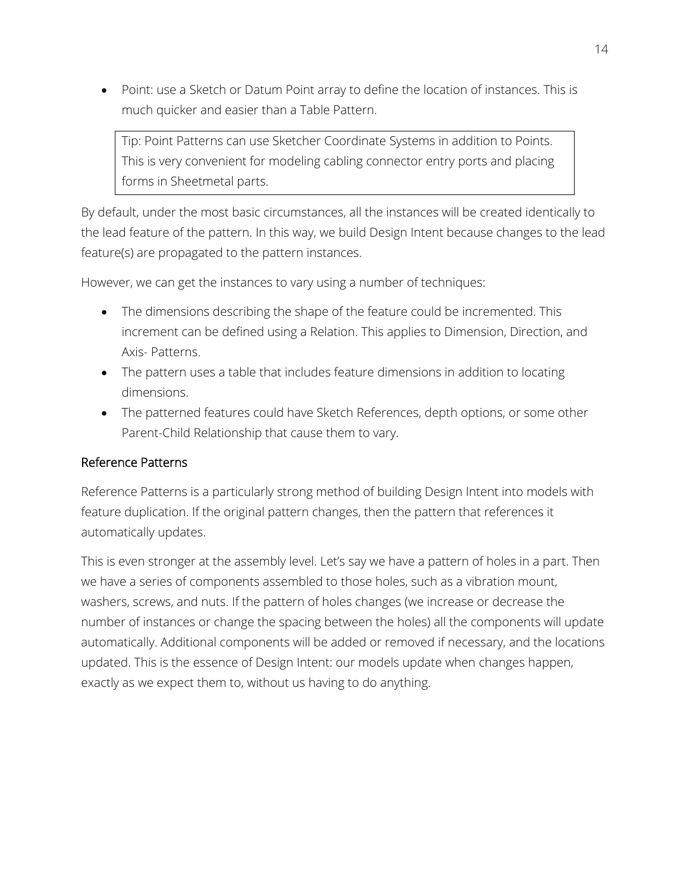- Point: use a Sketch or Datum Point array to define the location of instances. This is much quicker and easier than a Table Pattern.

> Tip: Point Patterns can use Sketcher Coordinate Systems in addition to Points. This is very convenient for modeling cabling connector entry ports and placing forms in Sheetmetal parts.

By default, under the most basic circumstances, all the instances will be created identically to the lead feature of the pattern. In this way, we build Design Intent because changes to the lead feature(s) are propagated to the pattern instances.

However, we can get the instances to vary using a number of techniques:

- The dimensions describing the shape of the feature could be incremented. This increment can be defined using a Relation. This applies to Dimension, Direction, and Axis- Patterns.
- The pattern uses a table that includes feature dimensions in addition to locating dimensions.
- The patterned features could have Sketch References, depth options, or some other Parent-Child Relationship that cause them to vary.

## Reference Patterns

Reference Patterns is a particularly strong method of building Design Intent into models with feature duplication. If the original pattern changes, then the pattern that references it automatically updates.

This is even stronger at the assembly level. Let's say we have a pattern of holes in a part. Then we have a series of components assembled to those holes, such as a vibration mount, washers, screws, and nuts. If the pattern of holes changes (we increase or decrease the number of instances or change the spacing between the holes) all the components will update automatically. Additional components will be added or removed if necessary, and the locations updated. This is the essence of Design Intent: our models update when changes happen, exactly as we expect them to, without us having to do anything.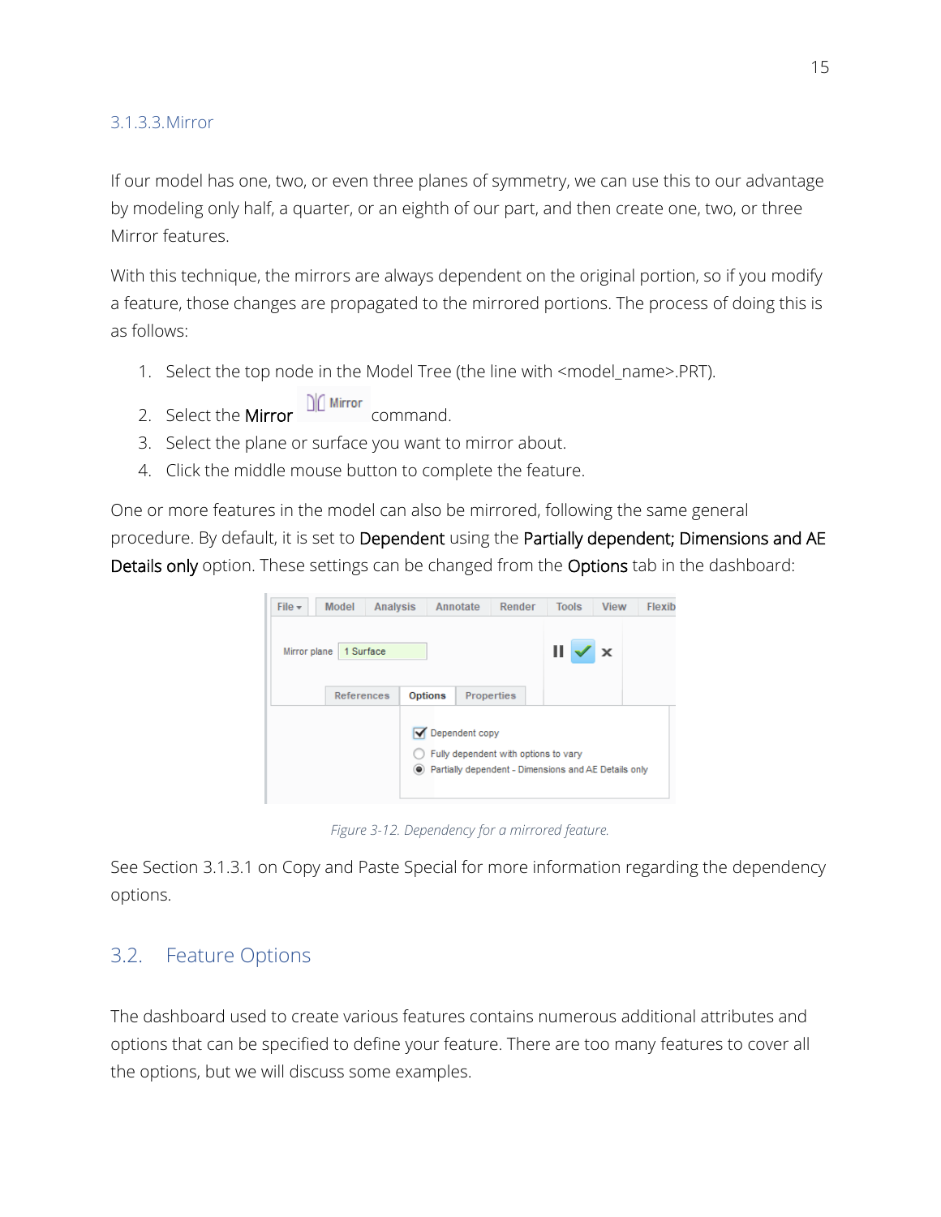### 3.1.3.3. Mirror

If our model has one, two, or even three planes of symmetry, we can use this to our advantage by modeling only half, a quarter, or an eighth of our part, and then create one, two, or three Mirror features.

With this technique, the mirrors are always dependent on the original portion, so if you modify a feature, those changes are propagated to the mirrored portions. The process of doing this is as follows:

1. Select the top node in the Model Tree (the line with <model_name>.PRT).
2. Select the **Mirror** Mirror command.
3. Select the plane or surface you want to mirror about.
4. Click the middle mouse button to complete the feature.

One or more features in the model can also be mirrored, following the same general procedure. By default, it is set to **Dependent** using the **Partially dependent; Dimensions and AE Details only** option. These settings can be changed from the **Options** tab in the dashboard:

*Figure 3-12. Dependency for a mirrored feature.*

See Section 3.1.3.1 on Copy and Paste Special for more information regarding the dependency options.

## 3.2. Feature Options

The dashboard used to create various features contains numerous additional attributes and options that can be specified to define your feature. There are too many features to cover all the options, but we will discuss some examples.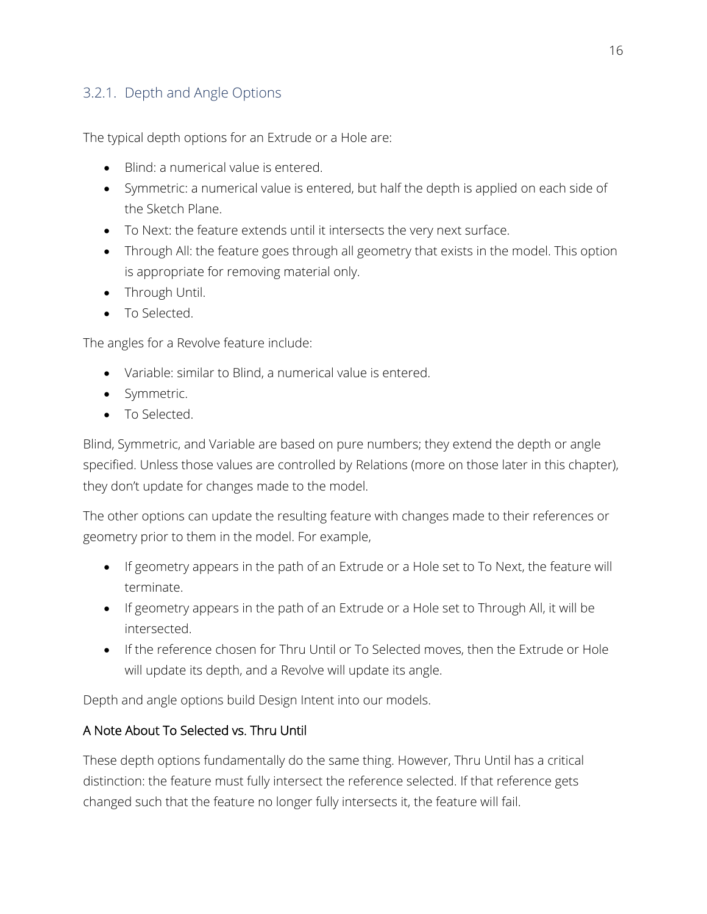### 3.2.1. Depth and Angle Options

The typical depth options for an Extrude or a Hole are:

- Blind: a numerical value is entered.
- Symmetric: a numerical value is entered, but half the depth is applied on each side of the Sketch Plane.
- To Next: the feature extends until it intersects the very next surface.
- Through All: the feature goes through all geometry that exists in the model. This option is appropriate for removing material only.
- Through Until.
- To Selected.

The angles for a Revolve feature include:

- Variable: similar to Blind, a numerical value is entered.
- Symmetric.
- To Selected.

Blind, Symmetric, and Variable are based on pure numbers; they extend the depth or angle specified. Unless those values are controlled by Relations (more on those later in this chapter), they don't update for changes made to the model.

The other options can update the resulting feature with changes made to their references or geometry prior to them in the model. For example,

- If geometry appears in the path of an Extrude or a Hole set to To Next, the feature will terminate.
- If geometry appears in the path of an Extrude or a Hole set to Through All, it will be intersected.
- If the reference chosen for Thru Until or To Selected moves, then the Extrude or Hole will update its depth, and a Revolve will update its angle.

Depth and angle options build Design Intent into our models.

#### A Note About To Selected vs. Thru Until

These depth options fundamentally do the same thing. However, Thru Until has a critical distinction: the feature must fully intersect the reference selected. If that reference gets changed such that the feature no longer fully intersects it, the feature will fail.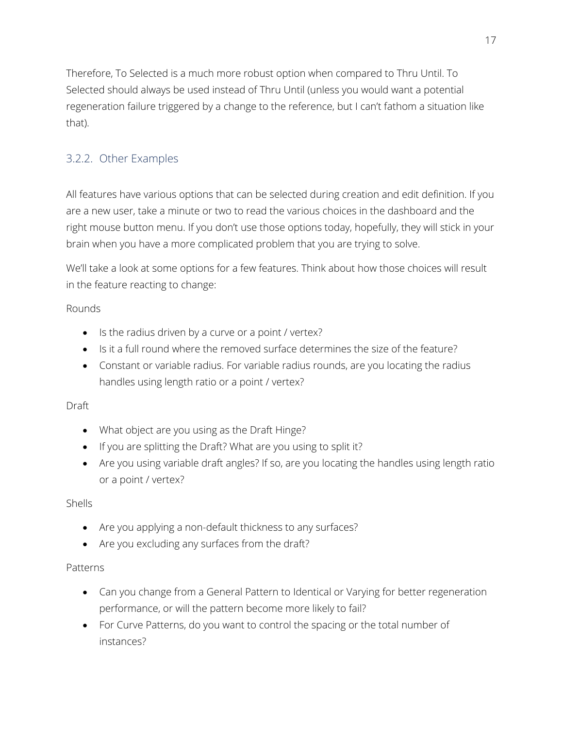Therefore, To Selected is a much more robust option when compared to Thru Until. To Selected should always be used instead of Thru Until (unless you would want a potential regeneration failure triggered by a change to the reference, but I can't fathom a situation like that).

### 3.2.2. Other Examples

All features have various options that can be selected during creation and edit definition. If you are a new user, take a minute or two to read the various choices in the dashboard and the right mouse button menu. If you don't use those options today, hopefully, they will stick in your brain when you have a more complicated problem that you are trying to solve.

We'll take a look at some options for a few features. Think about how those choices will result in the feature reacting to change:

Rounds

- Is the radius driven by a curve or a point / vertex?
- Is it a full round where the removed surface determines the size of the feature?
- Constant or variable radius. For variable radius rounds, are you locating the radius handles using length ratio or a point / vertex?

Draft

- What object are you using as the Draft Hinge?
- If you are splitting the Draft? What are you using to split it?
- Are you using variable draft angles? If so, are you locating the handles using length ratio or a point / vertex?

Shells

- Are you applying a non-default thickness to any surfaces?
- Are you excluding any surfaces from the draft?

Patterns

- Can you change from a General Pattern to Identical or Varying for better regeneration performance, or will the pattern become more likely to fail?
- For Curve Patterns, do you want to control the spacing or the total number of instances?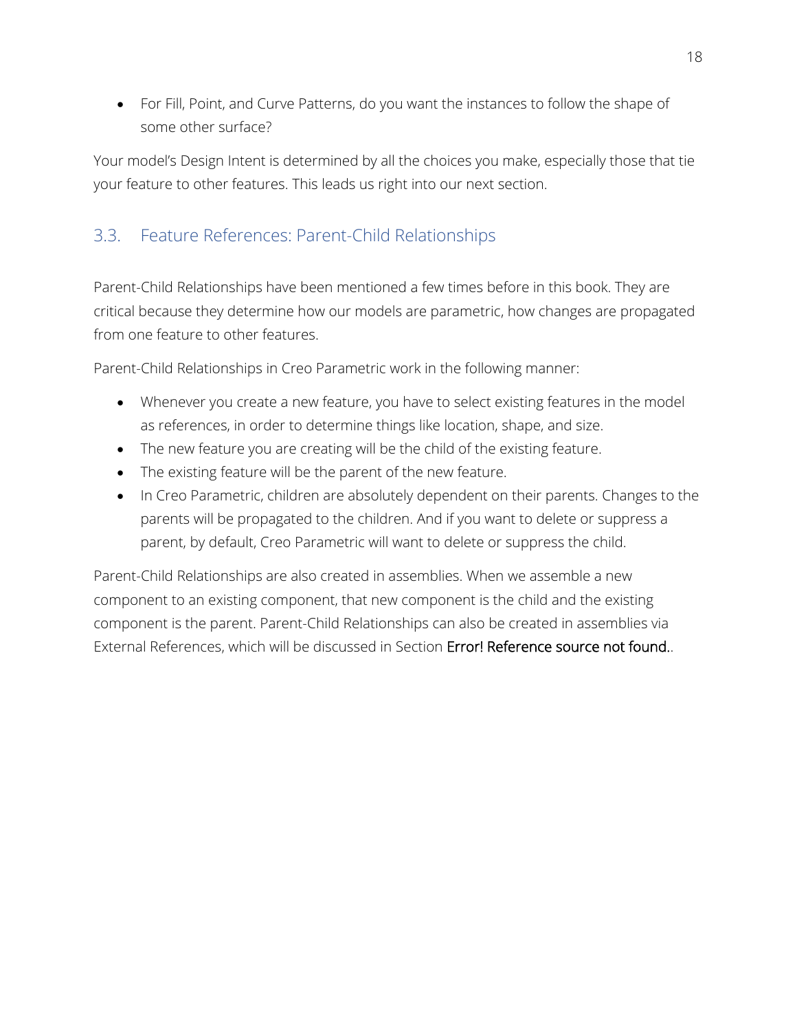- For Fill, Point, and Curve Patterns, do you want the instances to follow the shape of some other surface?

Your model's Design Intent is determined by all the choices you make, especially those that tie your feature to other features. This leads us right into our next section.

## 3.3. Feature References: Parent-Child Relationships

Parent-Child Relationships have been mentioned a few times before in this book. They are critical because they determine how our models are parametric, how changes are propagated from one feature to other features.

Parent-Child Relationships in Creo Parametric work in the following manner:

- Whenever you create a new feature, you have to select existing features in the model as references, in order to determine things like location, shape, and size.
- The new feature you are creating will be the child of the existing feature.
- The existing feature will be the parent of the new feature.
- In Creo Parametric, children are absolutely dependent on their parents. Changes to the parents will be propagated to the children. And if you want to delete or suppress a parent, by default, Creo Parametric will want to delete or suppress the child.

Parent-Child Relationships are also created in assemblies. When we assemble a new component to an existing component, that new component is the child and the existing component is the parent. Parent-Child Relationships can also be created in assemblies via External References, which will be discussed in Section **Error! Reference source not found.**.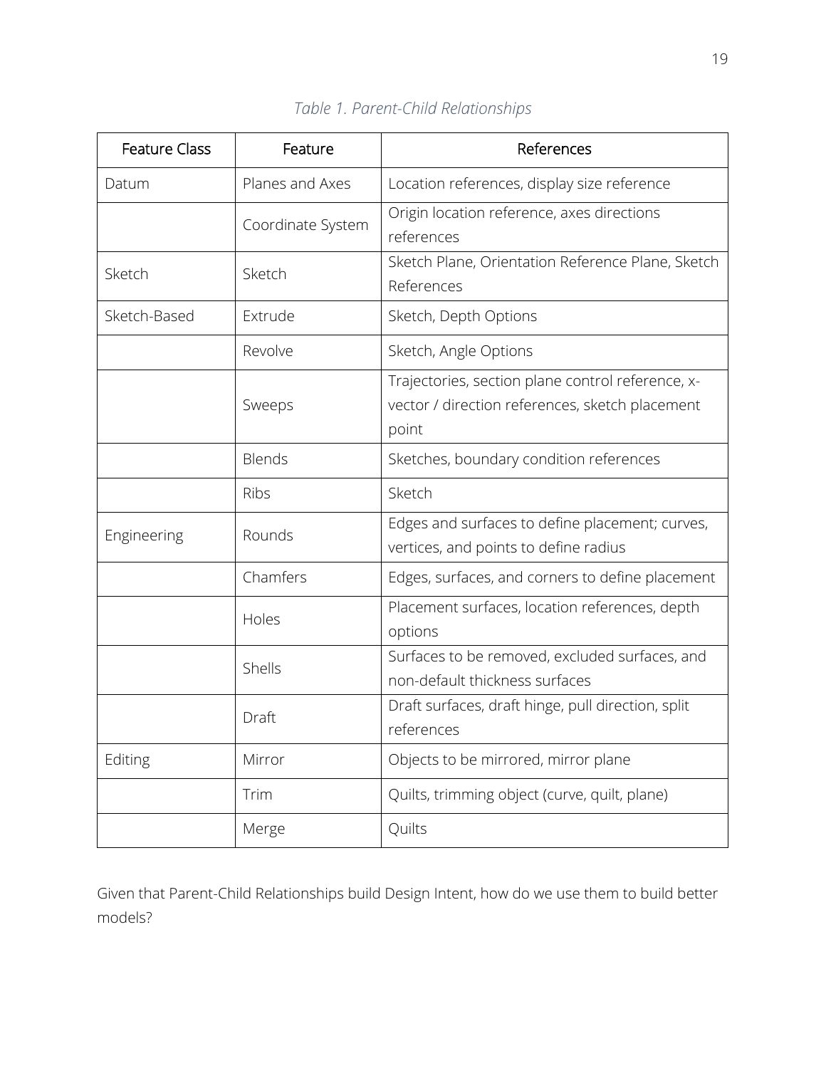*Table 1. Parent-Child Relationships*

| Feature Class | Feature | References |
| --- | --- | --- |
| Datum | Planes and Axes | Location references, display size reference |
| | Coordinate System | Origin location reference, axes directions references |
| Sketch | Sketch | Sketch Plane, Orientation Reference Plane, Sketch References |
| Sketch-Based | Extrude | Sketch, Depth Options |
| | Revolve | Sketch, Angle Options |
| | Sweeps | Trajectories, section plane control reference, x-vector / direction references, sketch placement point |
| | Blends | Sketches, boundary condition references |
| | Ribs | Sketch |
| Engineering | Rounds | Edges and surfaces to define placement; curves, vertices, and points to define radius |
| | Chamfers | Edges, surfaces, and corners to define placement |
| | Holes | Placement surfaces, location references, depth options |
| | Shells | Surfaces to be removed, excluded surfaces, and non-default thickness surfaces |
| | Draft | Draft surfaces, draft hinge, pull direction, split references |
| Editing | Mirror | Objects to be mirrored, mirror plane |
| | Trim | Quilts, trimming object (curve, quilt, plane) |
| | Merge | Quilts |

Given that Parent-Child Relationships build Design Intent, how do we use them to build better models?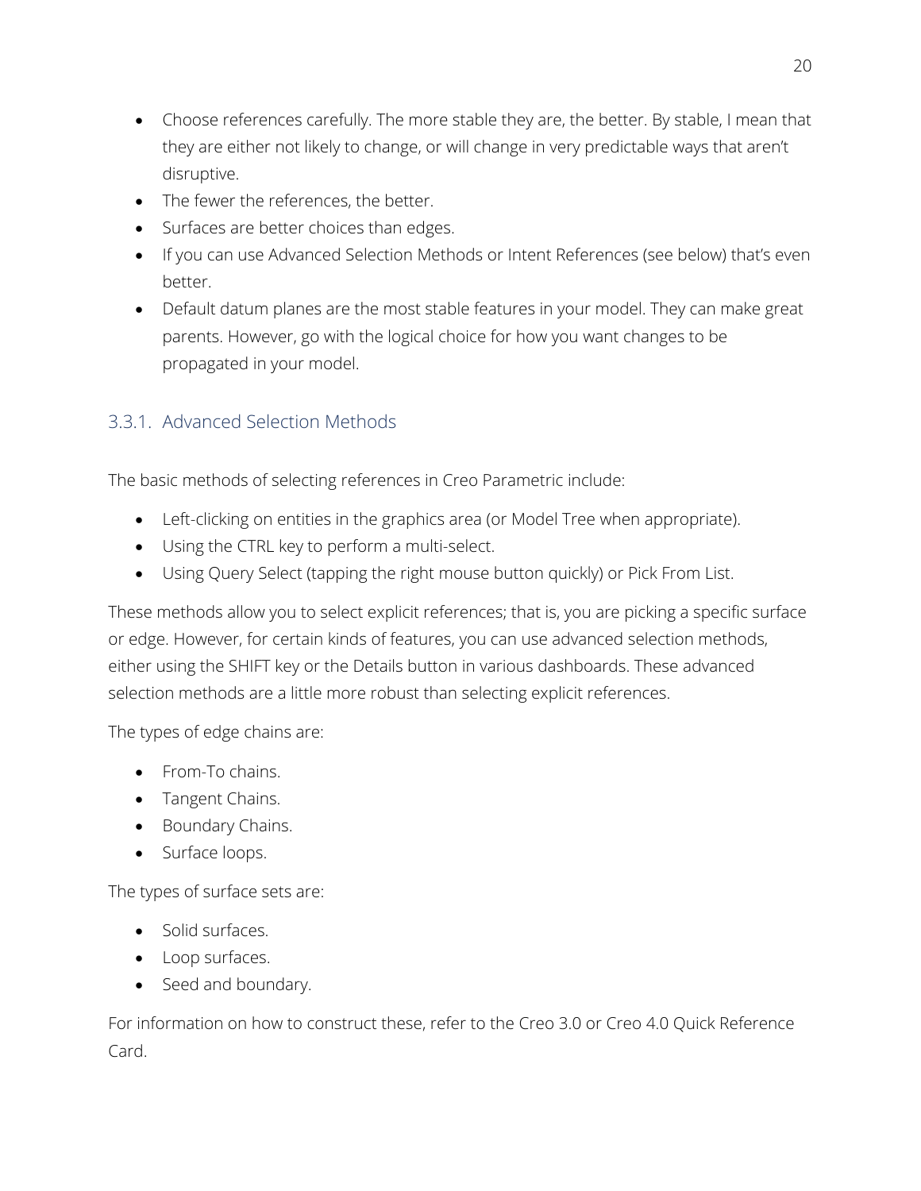- Choose references carefully. The more stable they are, the better. By stable, I mean that they are either not likely to change, or will change in very predictable ways that aren't disruptive.
- The fewer the references, the better.
- Surfaces are better choices than edges.
- If you can use Advanced Selection Methods or Intent References (see below) that's even better.
- Default datum planes are the most stable features in your model. They can make great parents. However, go with the logical choice for how you want changes to be propagated in your model.

### 3.3.1. Advanced Selection Methods

The basic methods of selecting references in Creo Parametric include:

- Left-clicking on entities in the graphics area (or Model Tree when appropriate).
- Using the CTRL key to perform a multi-select.
- Using Query Select (tapping the right mouse button quickly) or Pick From List.

These methods allow you to select explicit references; that is, you are picking a specific surface or edge. However, for certain kinds of features, you can use advanced selection methods, either using the SHIFT key or the Details button in various dashboards. These advanced selection methods are a little more robust than selecting explicit references.

The types of edge chains are:

- From-To chains.
- Tangent Chains.
- Boundary Chains.
- Surface loops.

The types of surface sets are:

- Solid surfaces.
- Loop surfaces.
- Seed and boundary.

For information on how to construct these, refer to the Creo 3.0 or Creo 4.0 Quick Reference Card.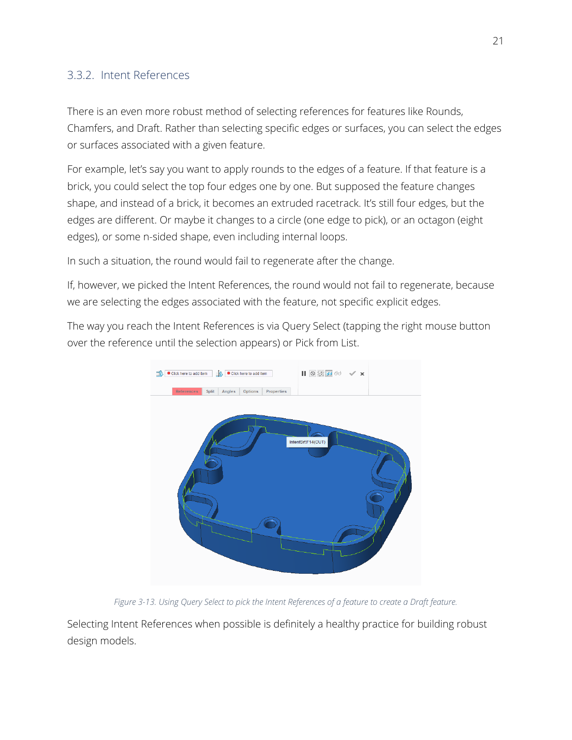### 3.3.2. Intent References

There is an even more robust method of selecting references for features like Rounds, Chamfers, and Draft. Rather than selecting specific edges or surfaces, you can select the edges or surfaces associated with a given feature.

For example, let's say you want to apply rounds to the edges of a feature. If that feature is a brick, you could select the top four edges one by one. But supposed the feature changes shape, and instead of a brick, it becomes an extruded racetrack. It's still four edges, but the edges are different. Or maybe it changes to a circle (one edge to pick), or an octagon (eight edges), or some n-sided shape, even including internal loops.

In such a situation, the round would fail to regenerate after the change.

If, however, we picked the Intent References, the round would not fail to regenerate, because we are selecting the edges associated with the feature, not specific explicit edges.

The way you reach the Intent References is via Query Select (tapping the right mouse button over the reference until the selection appears) or Pick from List.

*Figure 3-13. Using Query Select to pick the Intent References of a feature to create a Draft feature.*

Selecting Intent References when possible is definitely a healthy practice for building robust design models.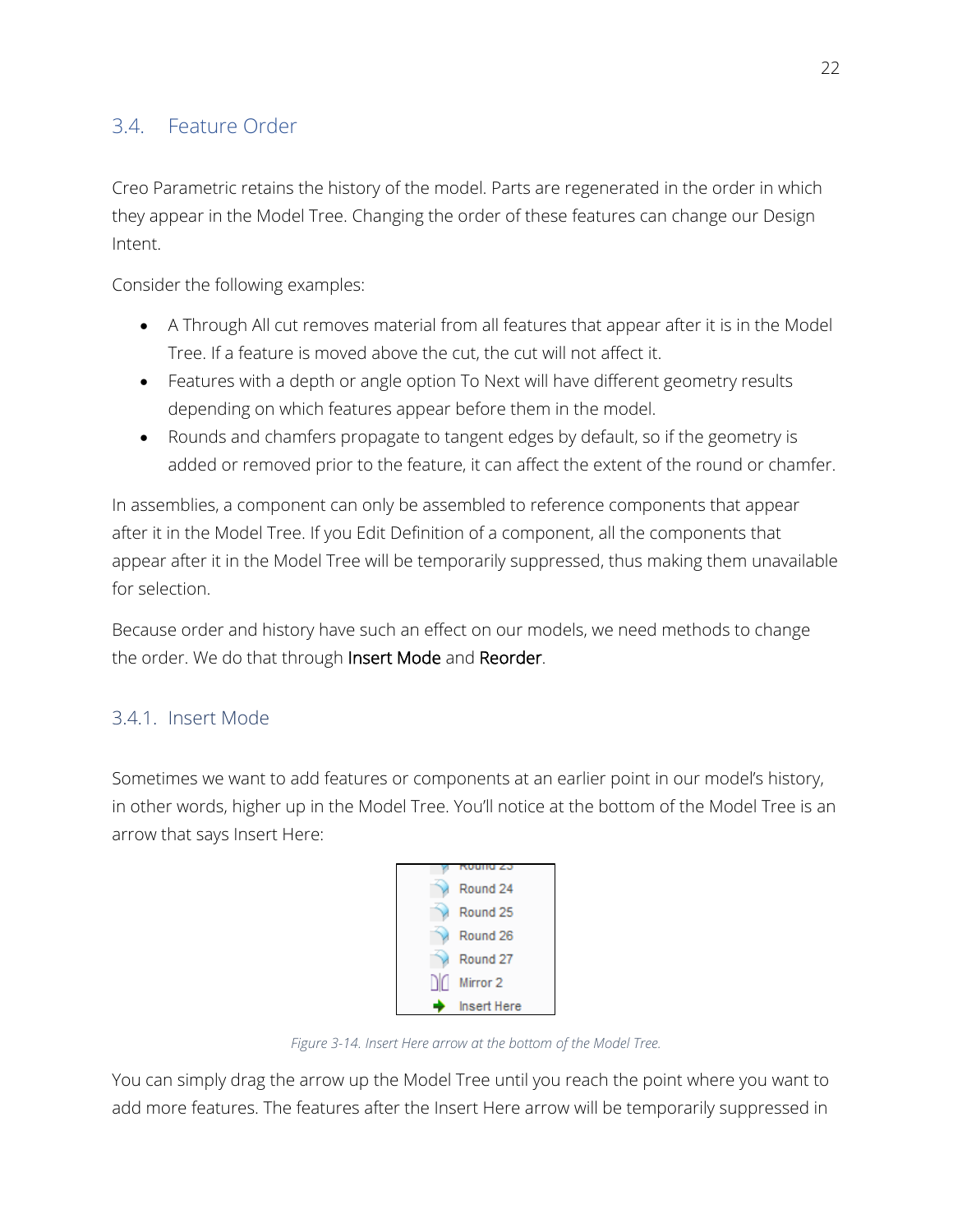## 3.4. Feature Order

Creo Parametric retains the history of the model. Parts are regenerated in the order in which they appear in the Model Tree. Changing the order of these features can change our Design Intent.

Consider the following examples:

- A Through All cut removes material from all features that appear after it is in the Model Tree. If a feature is moved above the cut, the cut will not affect it.
- Features with a depth or angle option To Next will have different geometry results depending on which features appear before them in the model.
- Rounds and chamfers propagate to tangent edges by default, so if the geometry is added or removed prior to the feature, it can affect the extent of the round or chamfer.

In assemblies, a component can only be assembled to reference components that appear after it in the Model Tree. If you Edit Definition of a component, all the components that appear after it in the Model Tree will be temporarily suppressed, thus making them unavailable for selection.

Because order and history have such an effect on our models, we need methods to change the order. We do that through Insert Mode and Reorder.

### 3.4.1. Insert Mode

Sometimes we want to add features or components at an earlier point in our model's history, in other words, higher up in the Model Tree. You'll notice at the bottom of the Model Tree is an arrow that says Insert Here:

*Figure 3-14. Insert Here arrow at the bottom of the Model Tree.*

You can simply drag the arrow up the Model Tree until you reach the point where you want to add more features. The features after the Insert Here arrow will be temporarily suppressed in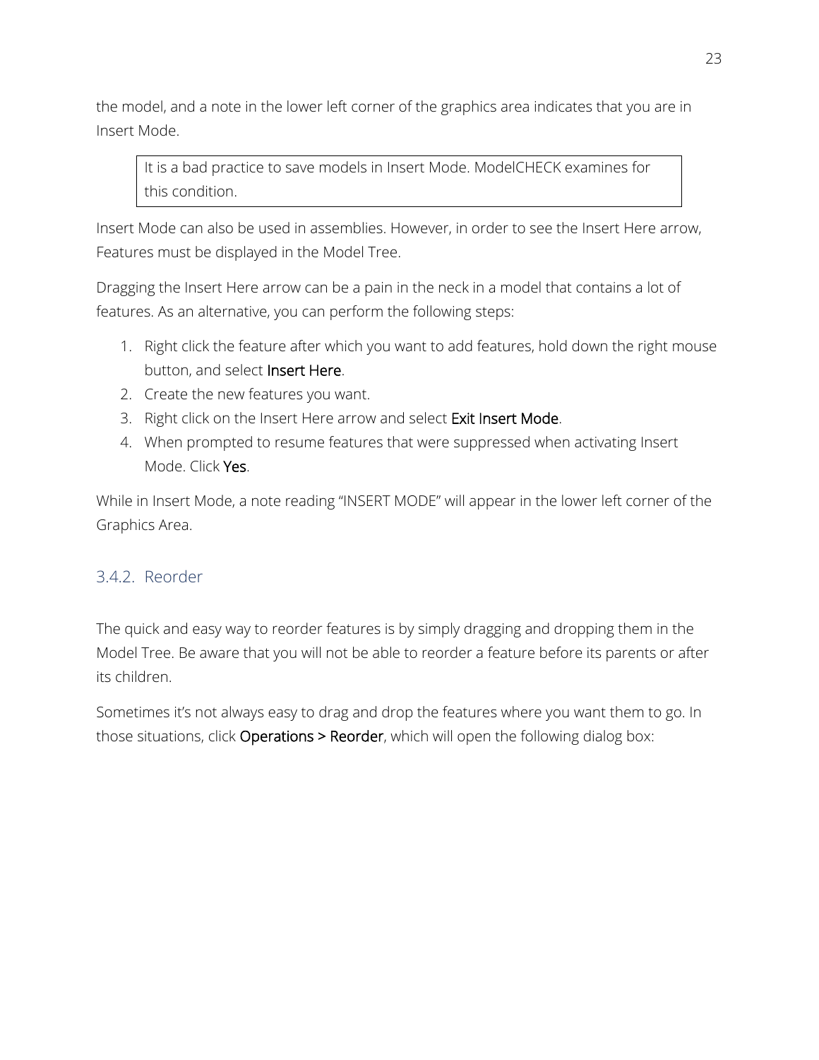the model, and a note in the lower left corner of the graphics area indicates that you are in Insert Mode.

> It is a bad practice to save models in Insert Mode. ModelCHECK examines for this condition.

Insert Mode can also be used in assemblies. However, in order to see the Insert Here arrow, Features must be displayed in the Model Tree.

Dragging the Insert Here arrow can be a pain in the neck in a model that contains a lot of features. As an alternative, you can perform the following steps:

1. Right click the feature after which you want to add features, hold down the right mouse button, and select **Insert Here**.
2. Create the new features you want.
3. Right click on the Insert Here arrow and select **Exit Insert Mode**.
4. When prompted to resume features that were suppressed when activating Insert Mode. Click **Yes**.

While in Insert Mode, a note reading "INSERT MODE" will appear in the lower left corner of the Graphics Area.

### 3.4.2. Reorder

The quick and easy way to reorder features is by simply dragging and dropping them in the Model Tree. Be aware that you will not be able to reorder a feature before its parents or after its children.

Sometimes it's not always easy to drag and drop the features where you want them to go. In those situations, click **Operations > Reorder**, which will open the following dialog box: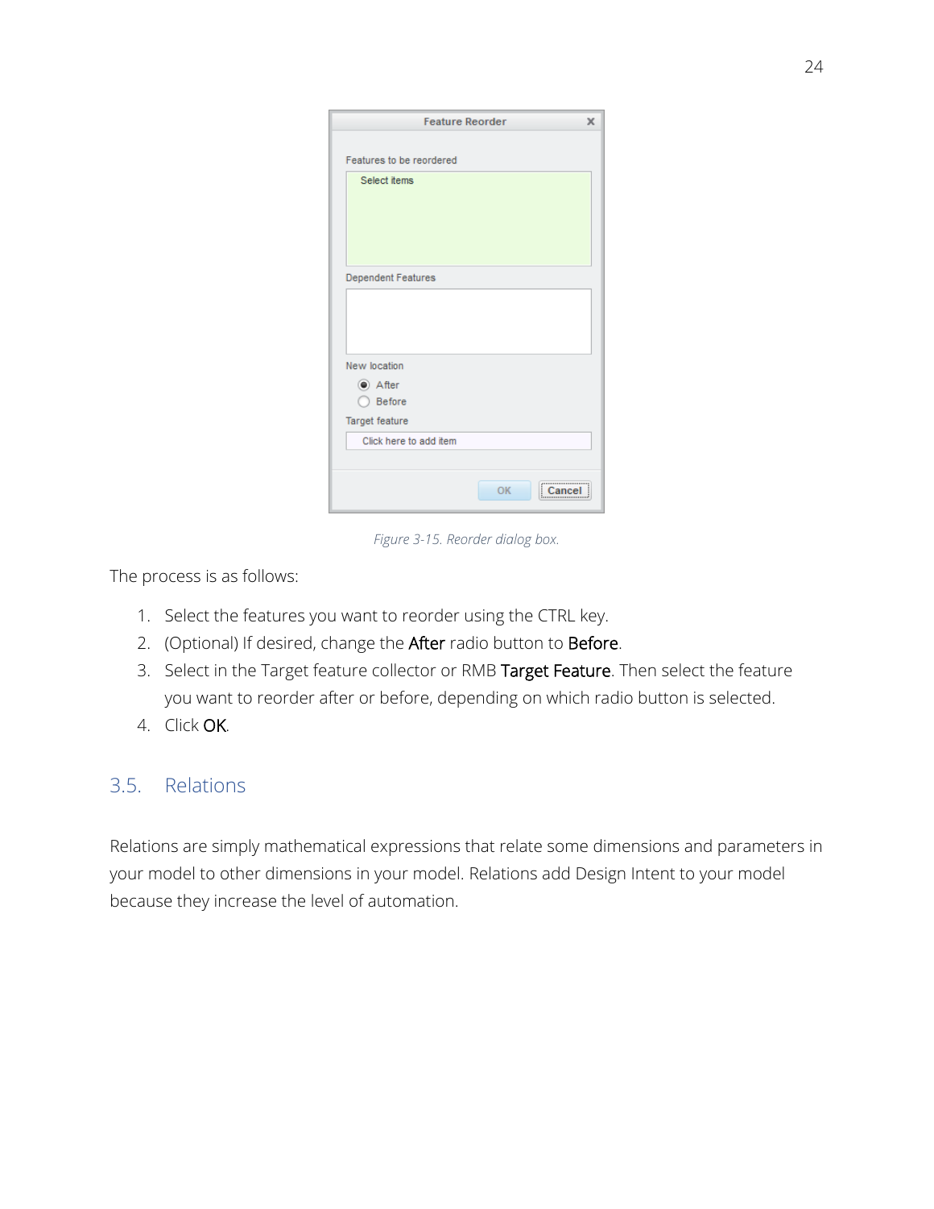*Figure 3-15. Reorder dialog box.*

The process is as follows:

1. Select the features you want to reorder using the CTRL key.
2. (Optional) If desired, change the After radio button to Before.
3. Select in the Target feature collector or RMB Target Feature. Then select the feature you want to reorder after or before, depending on which radio button is selected.
4. Click OK.

## 3.5. Relations

Relations are simply mathematical expressions that relate some dimensions and parameters in your model to other dimensions in your model. Relations add Design Intent to your model because they increase the level of automation.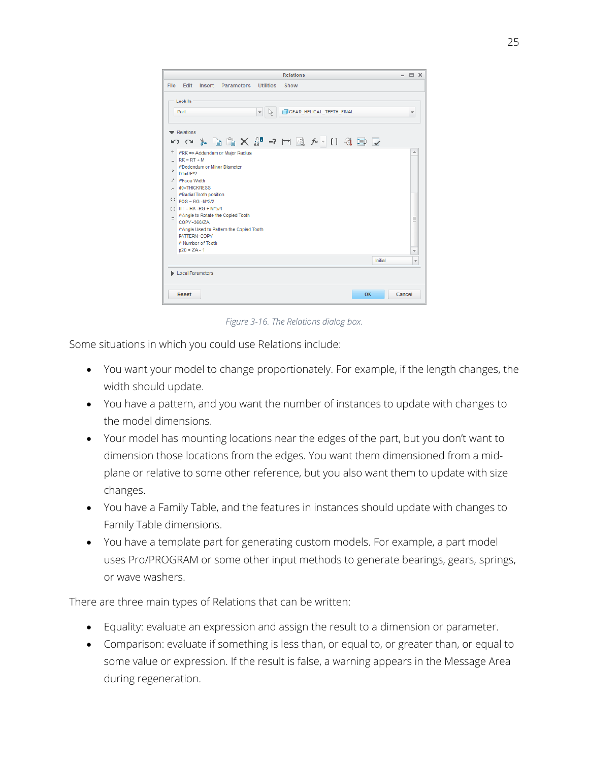Figure 3-16. The Relations dialog box.

Some situations in which you could use Relations include:

- You want your model to change proportionately. For example, if the length changes, the width should update.
- You have a pattern, and you want the number of instances to update with changes to the model dimensions.
- Your model has mounting locations near the edges of the part, but you don't want to dimension those locations from the edges. You want them dimensioned from a mid-plane or relative to some other reference, but you also want them to update with size changes.
- You have a Family Table, and the features in instances should update with changes to Family Table dimensions.
- You have a template part for generating custom models. For example, a part model uses Pro/PROGRAM or some other input methods to generate bearings, gears, springs, or wave washers.

There are three main types of Relations that can be written:

- Equality: evaluate an expression and assign the result to a dimension or parameter.
- Comparison: evaluate if something is less than, or equal to, or greater than, or equal to some value or expression. If the result is false, a warning appears in the Message Area during regeneration.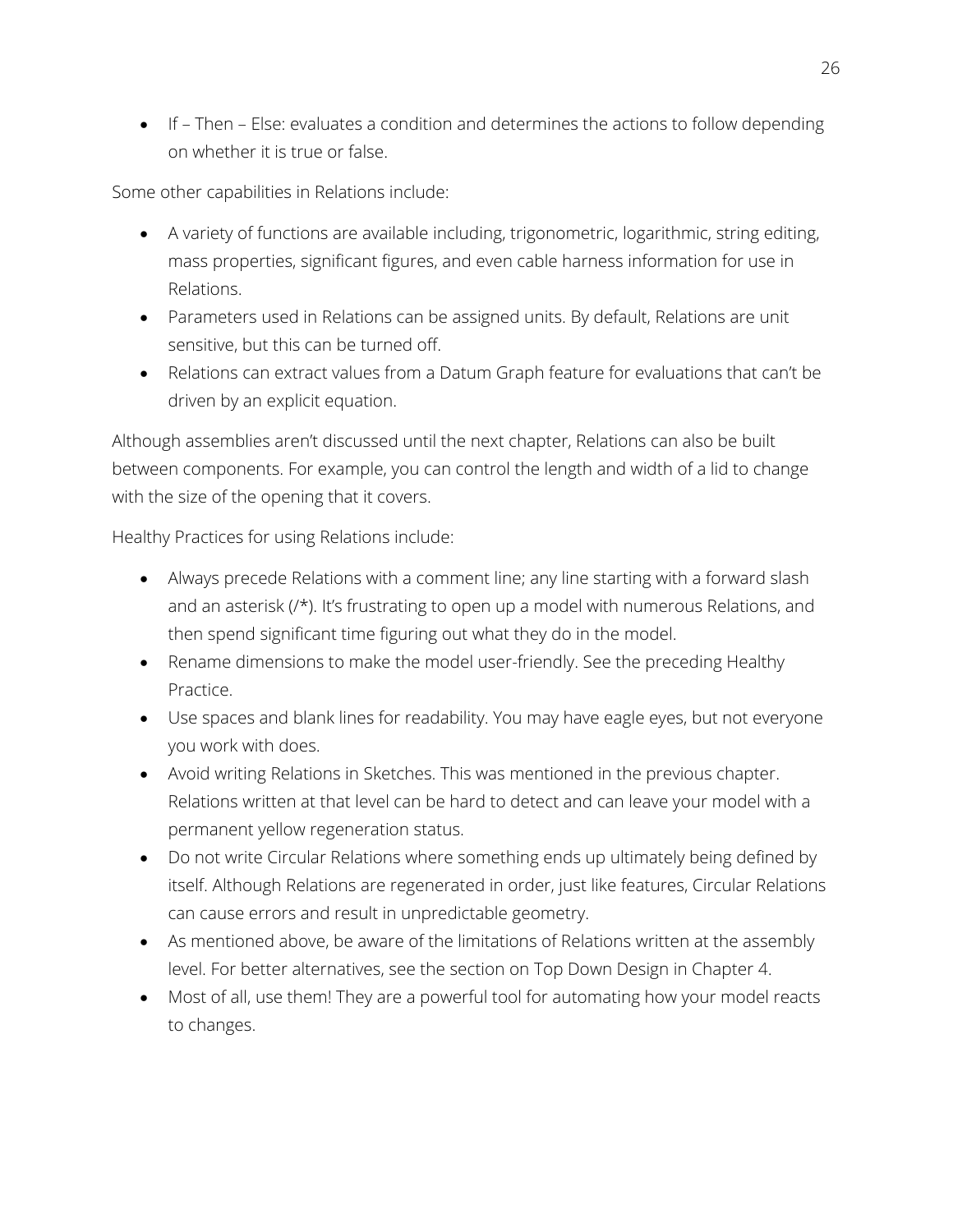- If – Then – Else: evaluates a condition and determines the actions to follow depending on whether it is true or false.

Some other capabilities in Relations include:

- A variety of functions are available including, trigonometric, logarithmic, string editing, mass properties, significant figures, and even cable harness information for use in Relations.
- Parameters used in Relations can be assigned units. By default, Relations are unit sensitive, but this can be turned off.
- Relations can extract values from a Datum Graph feature for evaluations that can't be driven by an explicit equation.

Although assemblies aren't discussed until the next chapter, Relations can also be built between components. For example, you can control the length and width of a lid to change with the size of the opening that it covers.

Healthy Practices for using Relations include:

- Always precede Relations with a comment line; any line starting with a forward slash and an asterisk (/*). It's frustrating to open up a model with numerous Relations, and then spend significant time figuring out what they do in the model.
- Rename dimensions to make the model user-friendly. See the preceding Healthy Practice.
- Use spaces and blank lines for readability. You may have eagle eyes, but not everyone you work with does.
- Avoid writing Relations in Sketches. This was mentioned in the previous chapter. Relations written at that level can be hard to detect and can leave your model with a permanent yellow regeneration status.
- Do not write Circular Relations where something ends up ultimately being defined by itself. Although Relations are regenerated in order, just like features, Circular Relations can cause errors and result in unpredictable geometry.
- As mentioned above, be aware of the limitations of Relations written at the assembly level. For better alternatives, see the section on Top Down Design in Chapter 4.
- Most of all, use them! They are a powerful tool for automating how your model reacts to changes.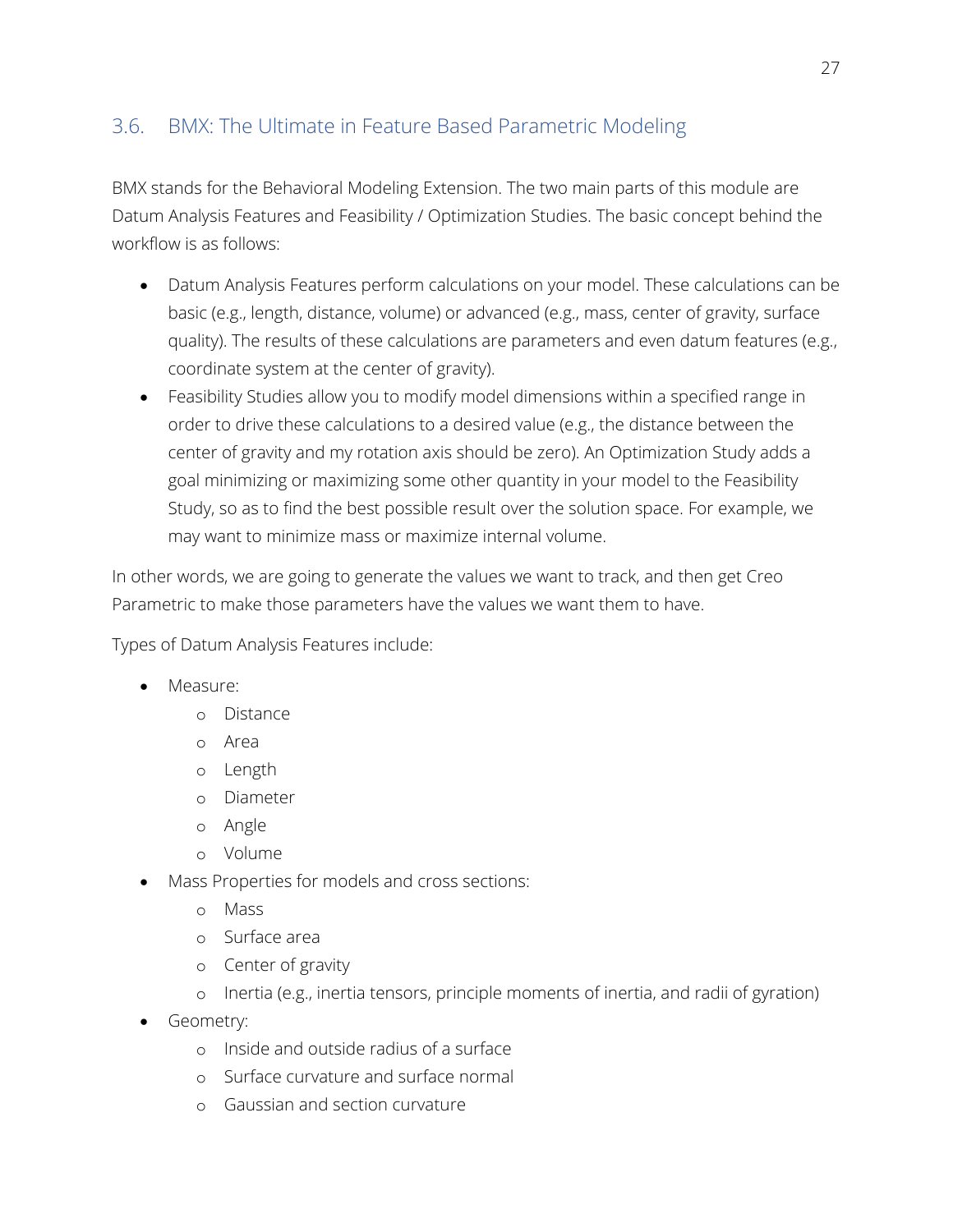## 3.6. BMX: The Ultimate in Feature Based Parametric Modeling

BMX stands for the Behavioral Modeling Extension. The two main parts of this module are Datum Analysis Features and Feasibility / Optimization Studies. The basic concept behind the workflow is as follows:

- Datum Analysis Features perform calculations on your model. These calculations can be basic (e.g., length, distance, volume) or advanced (e.g., mass, center of gravity, surface quality). The results of these calculations are parameters and even datum features (e.g., coordinate system at the center of gravity).
- Feasibility Studies allow you to modify model dimensions within a specified range in order to drive these calculations to a desired value (e.g., the distance between the center of gravity and my rotation axis should be zero). An Optimization Study adds a goal minimizing or maximizing some other quantity in your model to the Feasibility Study, so as to find the best possible result over the solution space. For example, we may want to minimize mass or maximize internal volume.

In other words, we are going to generate the values we want to track, and then get Creo Parametric to make those parameters have the values we want them to have.

Types of Datum Analysis Features include:

- Measure:
  - Distance
  - Area
  - Length
  - Diameter
  - Angle
  - Volume
- Mass Properties for models and cross sections:
  - Mass
  - Surface area
  - Center of gravity
  - Inertia (e.g., inertia tensors, principle moments of inertia, and radii of gyration)
- Geometry:
  - Inside and outside radius of a surface
  - Surface curvature and surface normal
  - Gaussian and section curvature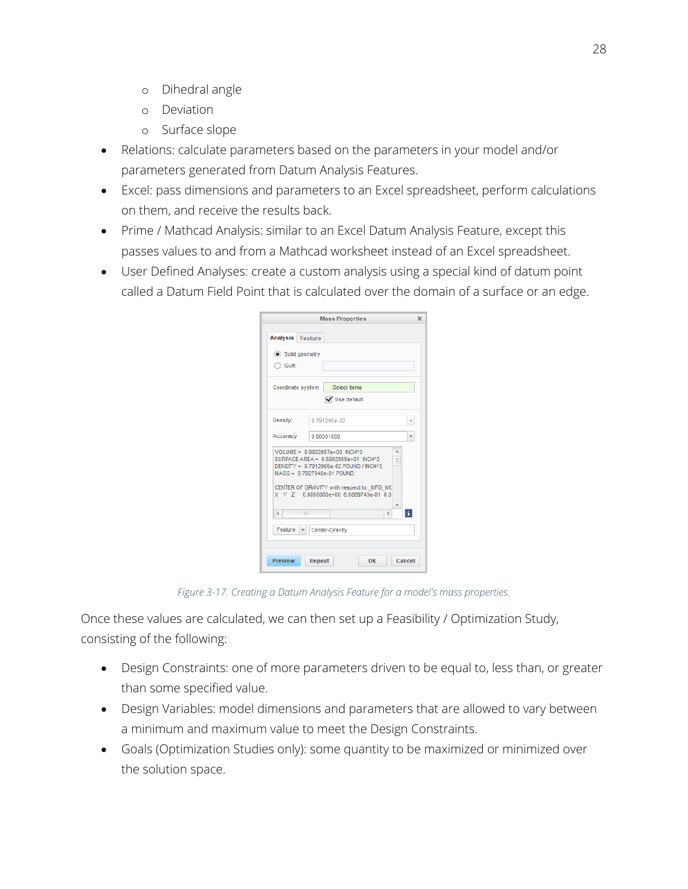- Dihedral angle
  - Deviation
  - Surface slope
- Relations: calculate parameters based on the parameters in your model and/or parameters generated from Datum Analysis Features.
- Excel: pass dimensions and parameters to an Excel spreadsheet, perform calculations on them, and receive the results back.
- Prime / Mathcad Analysis: similar to an Excel Datum Analysis Feature, except this passes values to and from a Mathcad worksheet instead of an Excel spreadsheet.
- User Defined Analyses: create a custom analysis using a special kind of datum point called a Datum Field Point that is calculated over the domain of a surface or an edge.

*Figure 3-17. Creating a Datum Analysis Feature for a model's mass properties.*

Once these values are calculated, we can then set up a Feasibility / Optimization Study, consisting of the following:

- Design Constraints: one of more parameters driven to be equal to, less than, or greater than some specified value.
- Design Variables: model dimensions and parameters that are allowed to vary between a minimum and maximum value to meet the Design Constraints.
- Goals (Optimization Studies only): some quantity to be maximized or minimized over the solution space.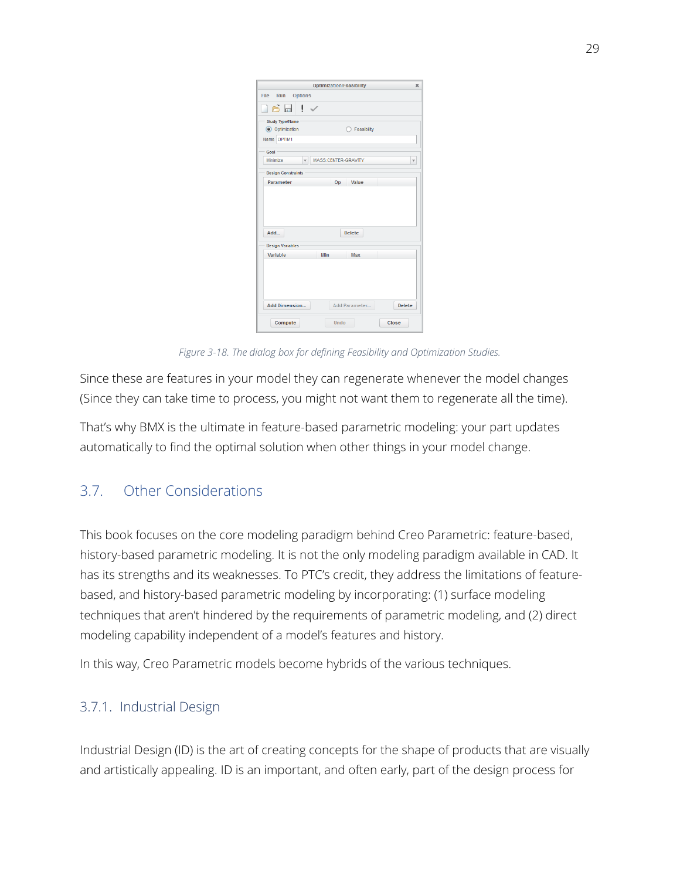Figure 3-18. The dialog box for defining Feasibility and Optimization Studies.

Since these are features in your model they can regenerate whenever the model changes (Since they can take time to process, you might not want them to regenerate all the time).

That's why BMX is the ultimate in feature-based parametric modeling: your part updates automatically to find the optimal solution when other things in your model change.

## 3.7. Other Considerations

This book focuses on the core modeling paradigm behind Creo Parametric: feature-based, history-based parametric modeling. It is not the only modeling paradigm available in CAD. It has its strengths and its weaknesses. To PTC's credit, they address the limitations of feature-based, and history-based parametric modeling by incorporating: (1) surface modeling techniques that aren't hindered by the requirements of parametric modeling, and (2) direct modeling capability independent of a model's features and history.

In this way, Creo Parametric models become hybrids of the various techniques.

### 3.7.1. Industrial Design

Industrial Design (ID) is the art of creating concepts for the shape of products that are visually and artistically appealing. ID is an important, and often early, part of the design process for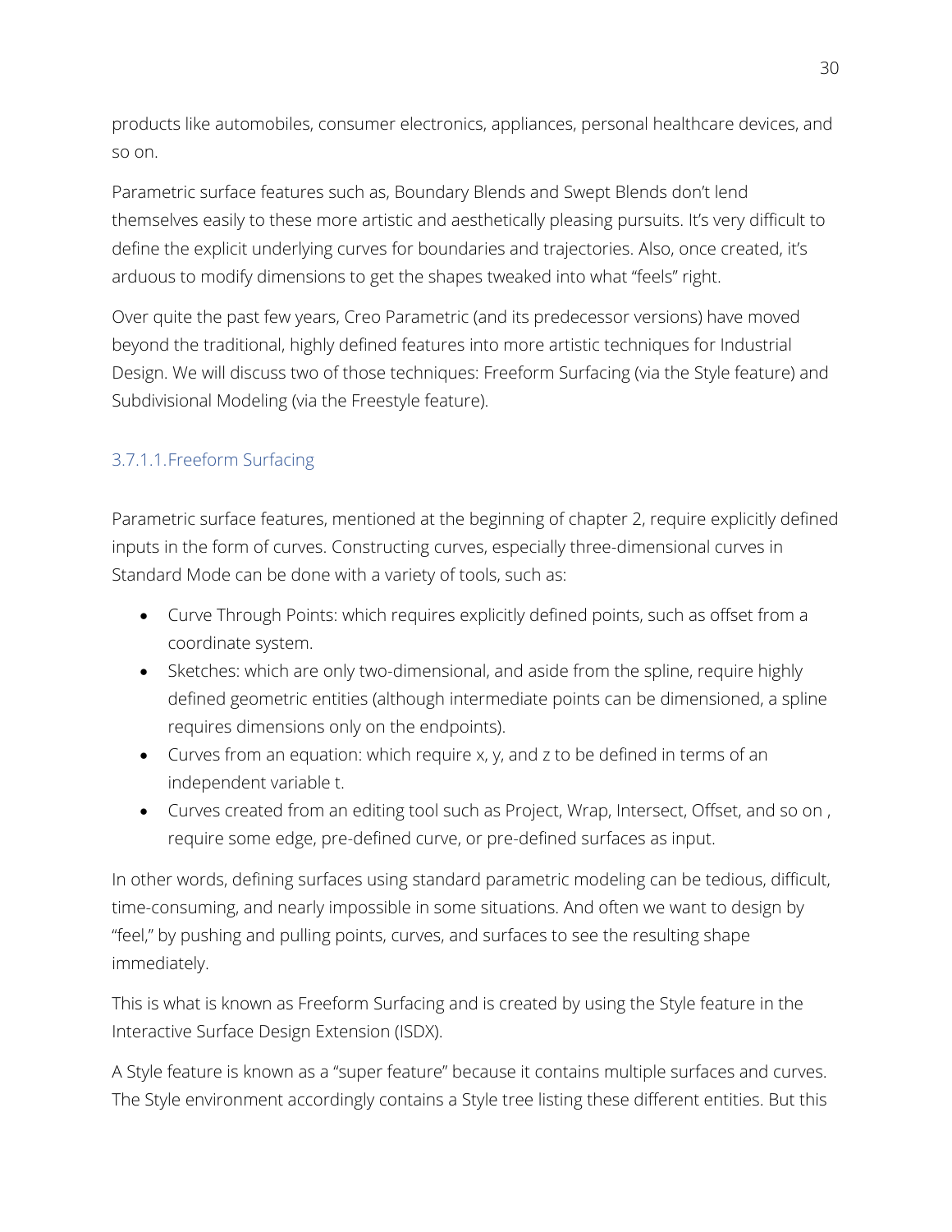products like automobiles, consumer electronics, appliances, personal healthcare devices, and so on.

Parametric surface features such as, Boundary Blends and Swept Blends don't lend themselves easily to these more artistic and aesthetically pleasing pursuits. It's very difficult to define the explicit underlying curves for boundaries and trajectories. Also, once created, it's arduous to modify dimensions to get the shapes tweaked into what "feels" right.

Over quite the past few years, Creo Parametric (and its predecessor versions) have moved beyond the traditional, highly defined features into more artistic techniques for Industrial Design. We will discuss two of those techniques: Freeform Surfacing (via the Style feature) and Subdivisional Modeling (via the Freestyle feature).

#### 3.7.1.1. Freeform Surfacing

Parametric surface features, mentioned at the beginning of chapter 2, require explicitly defined inputs in the form of curves. Constructing curves, especially three-dimensional curves in Standard Mode can be done with a variety of tools, such as:

- Curve Through Points: which requires explicitly defined points, such as offset from a coordinate system.
- Sketches: which are only two-dimensional, and aside from the spline, require highly defined geometric entities (although intermediate points can be dimensioned, a spline requires dimensions only on the endpoints).
- Curves from an equation: which require x, y, and z to be defined in terms of an independent variable t.
- Curves created from an editing tool such as Project, Wrap, Intersect, Offset, and so on , require some edge, pre-defined curve, or pre-defined surfaces as input.

In other words, defining surfaces using standard parametric modeling can be tedious, difficult, time-consuming, and nearly impossible in some situations. And often we want to design by "feel," by pushing and pulling points, curves, and surfaces to see the resulting shape immediately.

This is what is known as Freeform Surfacing and is created by using the Style feature in the Interactive Surface Design Extension (ISDX).

A Style feature is known as a "super feature" because it contains multiple surfaces and curves. The Style environment accordingly contains a Style tree listing these different entities. But this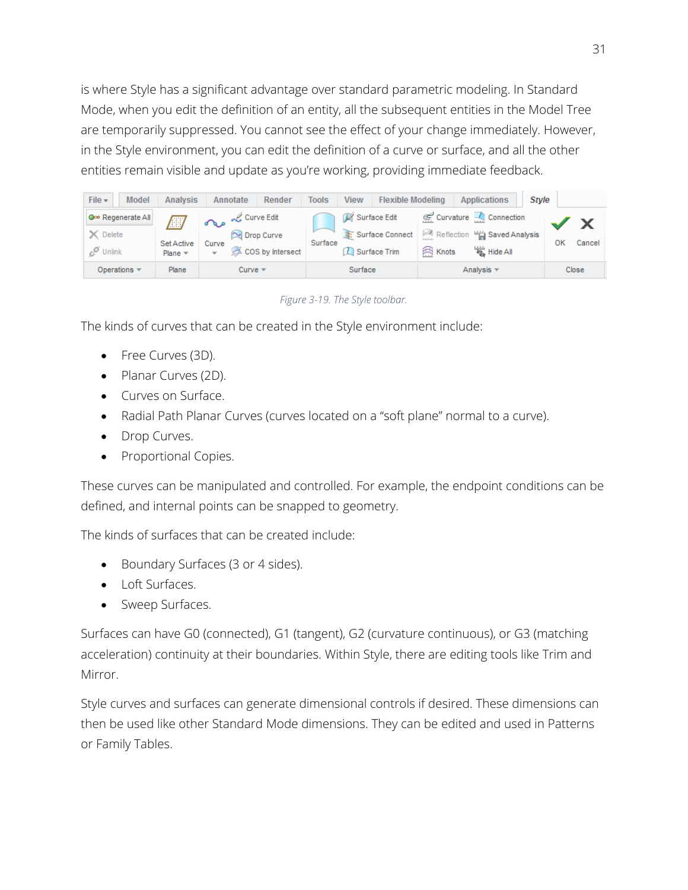is where Style has a significant advantage over standard parametric modeling. In Standard Mode, when you edit the definition of an entity, all the subsequent entities in the Model Tree are temporarily suppressed. You cannot see the effect of your change immediately. However, in the Style environment, you can edit the definition of a curve or surface, and all the other entities remain visible and update as you're working, providing immediate feedback.

*Figure 3-19. The Style toolbar.*

The kinds of curves that can be created in the Style environment include:

- Free Curves (3D).
- Planar Curves (2D).
- Curves on Surface.
- Radial Path Planar Curves (curves located on a "soft plane" normal to a curve).
- Drop Curves.
- Proportional Copies.

These curves can be manipulated and controlled. For example, the endpoint conditions can be defined, and internal points can be snapped to geometry.

The kinds of surfaces that can be created include:

- Boundary Surfaces (3 or 4 sides).
- Loft Surfaces.
- Sweep Surfaces.

Surfaces can have G0 (connected), G1 (tangent), G2 (curvature continuous), or G3 (matching acceleration) continuity at their boundaries. Within Style, there are editing tools like Trim and Mirror.

Style curves and surfaces can generate dimensional controls if desired. These dimensions can then be used like other Standard Mode dimensions. They can be edited and used in Patterns or Family Tables.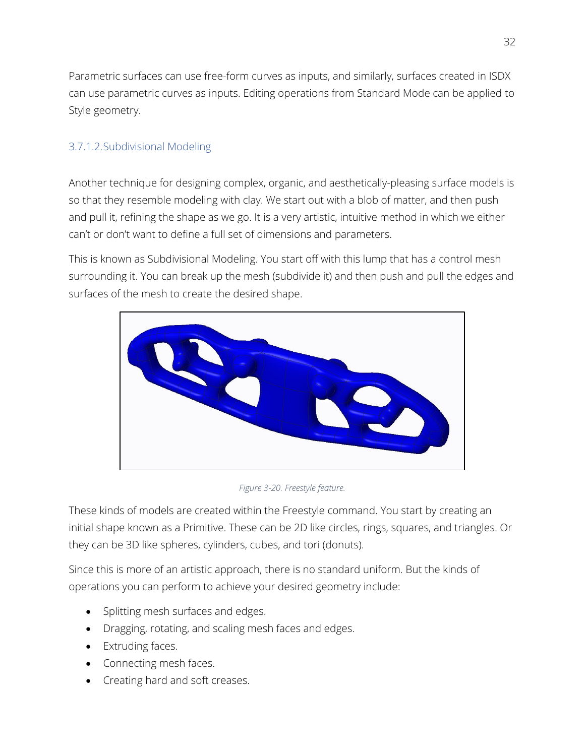Parametric surfaces can use free-form curves as inputs, and similarly, surfaces created in ISDX can use parametric curves as inputs. Editing operations from Standard Mode can be applied to Style geometry.

#### 3.7.1.2.Subdivisional Modeling

Another technique for designing complex, organic, and aesthetically-pleasing surface models is so that they resemble modeling with clay. We start out with a blob of matter, and then push and pull it, refining the shape as we go. It is a very artistic, intuitive method in which we either can't or don't want to define a full set of dimensions and parameters.

This is known as Subdivisional Modeling. You start off with this lump that has a control mesh surrounding it. You can break up the mesh (subdivide it) and then push and pull the edges and surfaces of the mesh to create the desired shape.

*Figure 3-20. Freestyle feature.*

These kinds of models are created within the Freestyle command. You start by creating an initial shape known as a Primitive. These can be 2D like circles, rings, squares, and triangles. Or they can be 3D like spheres, cylinders, cubes, and tori (donuts).

Since this is more of an artistic approach, there is no standard uniform. But the kinds of operations you can perform to achieve your desired geometry include:

- Splitting mesh surfaces and edges.
- Dragging, rotating, and scaling mesh faces and edges.
- Extruding faces.
- Connecting mesh faces.
- Creating hard and soft creases.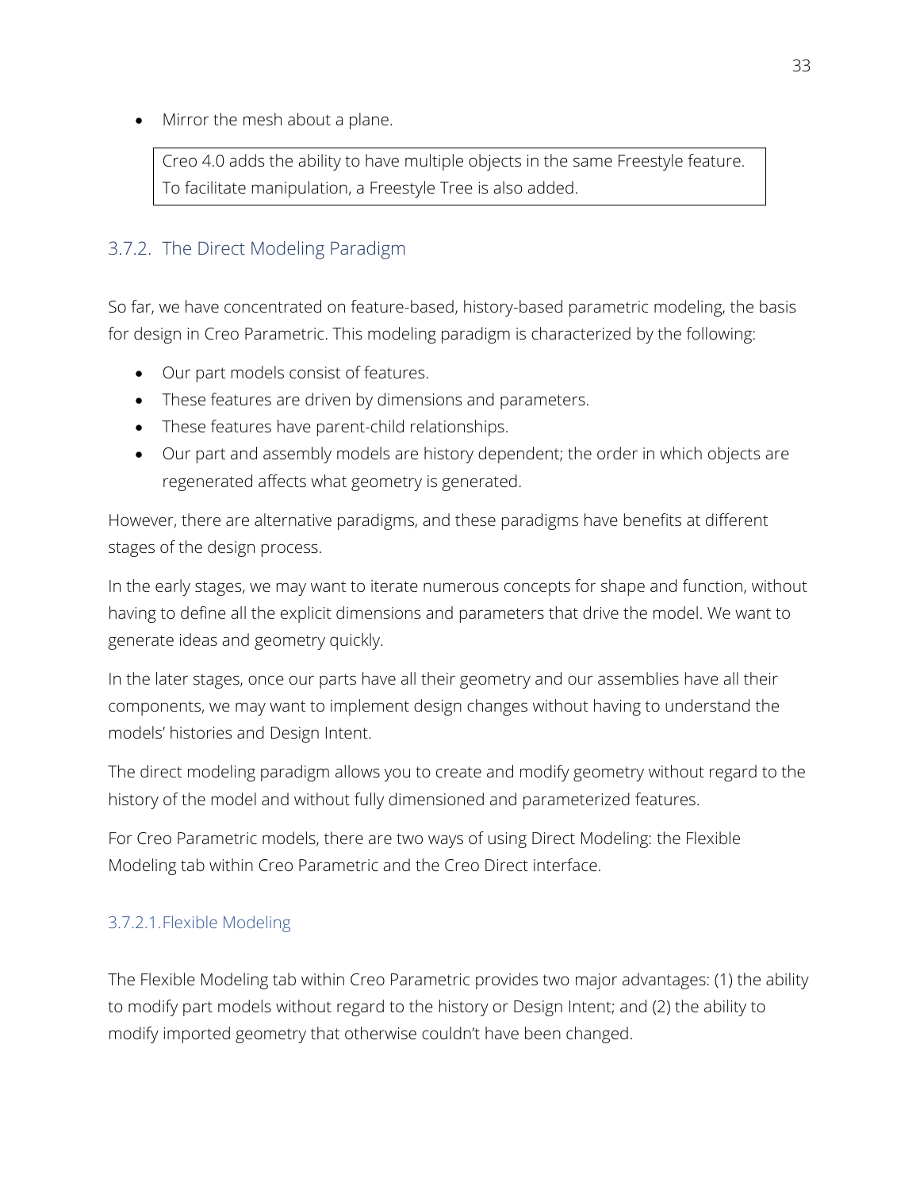- Mirror the mesh about a plane.

> Creo 4.0 adds the ability to have multiple objects in the same Freestyle feature. To facilitate manipulation, a Freestyle Tree is also added.

### 3.7.2. The Direct Modeling Paradigm

So far, we have concentrated on feature-based, history-based parametric modeling, the basis for design in Creo Parametric. This modeling paradigm is characterized by the following:

- Our part models consist of features.
- These features are driven by dimensions and parameters.
- These features have parent-child relationships.
- Our part and assembly models are history dependent; the order in which objects are regenerated affects what geometry is generated.

However, there are alternative paradigms, and these paradigms have benefits at different stages of the design process.

In the early stages, we may want to iterate numerous concepts for shape and function, without having to define all the explicit dimensions and parameters that drive the model. We want to generate ideas and geometry quickly.

In the later stages, once our parts have all their geometry and our assemblies have all their components, we may want to implement design changes without having to understand the models' histories and Design Intent.

The direct modeling paradigm allows you to create and modify geometry without regard to the history of the model and without fully dimensioned and parameterized features.

For Creo Parametric models, there are two ways of using Direct Modeling: the Flexible Modeling tab within Creo Parametric and the Creo Direct interface.

#### 3.7.2.1. Flexible Modeling

The Flexible Modeling tab within Creo Parametric provides two major advantages: (1) the ability to modify part models without regard to the history or Design Intent; and (2) the ability to modify imported geometry that otherwise couldn't have been changed.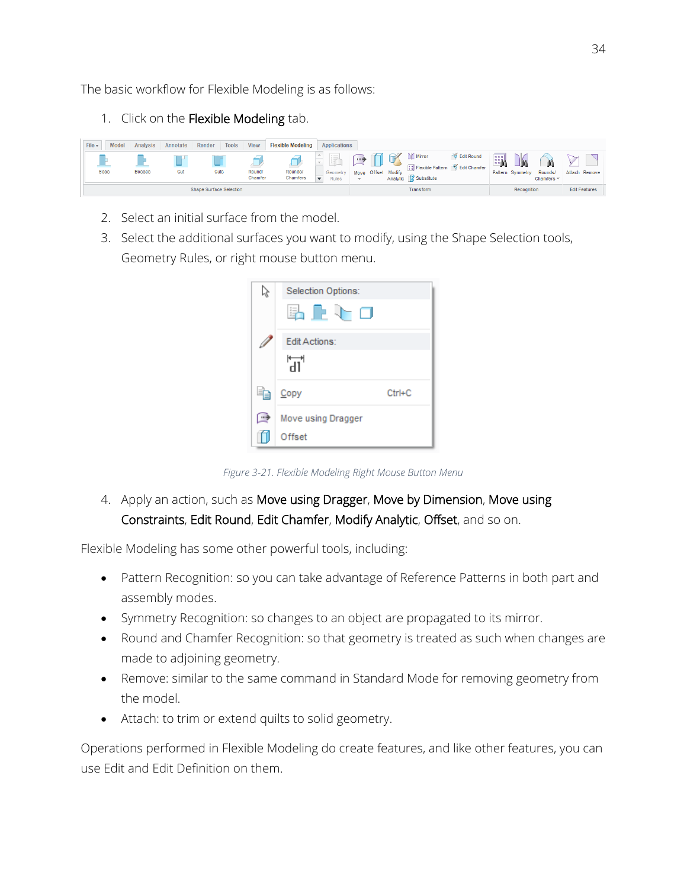The basic workflow for Flexible Modeling is as follows:

1. Click on the **Flexible Modeling** tab.
2. Select an initial surface from the model.
3. Select the additional surfaces you want to modify, using the Shape Selection tools, Geometry Rules, or right mouse button menu.

*Figure 3-21. Flexible Modeling Right Mouse Button Menu*

4. Apply an action, such as **Move using Dragger**, **Move by Dimension**, **Move using Constraints**, **Edit Round**, **Edit Chamfer**, **Modify Analytic**, **Offset**, and so on.

Flexible Modeling has some other powerful tools, including:

- Pattern Recognition: so you can take advantage of Reference Patterns in both part and assembly modes.
- Symmetry Recognition: so changes to an object are propagated to its mirror.
- Round and Chamfer Recognition: so that geometry is treated as such when changes are made to adjoining geometry.
- Remove: similar to the same command in Standard Mode for removing geometry from the model.
- Attach: to trim or extend quilts to solid geometry.

Operations performed in Flexible Modeling do create features, and like other features, you can use Edit and Edit Definition on them.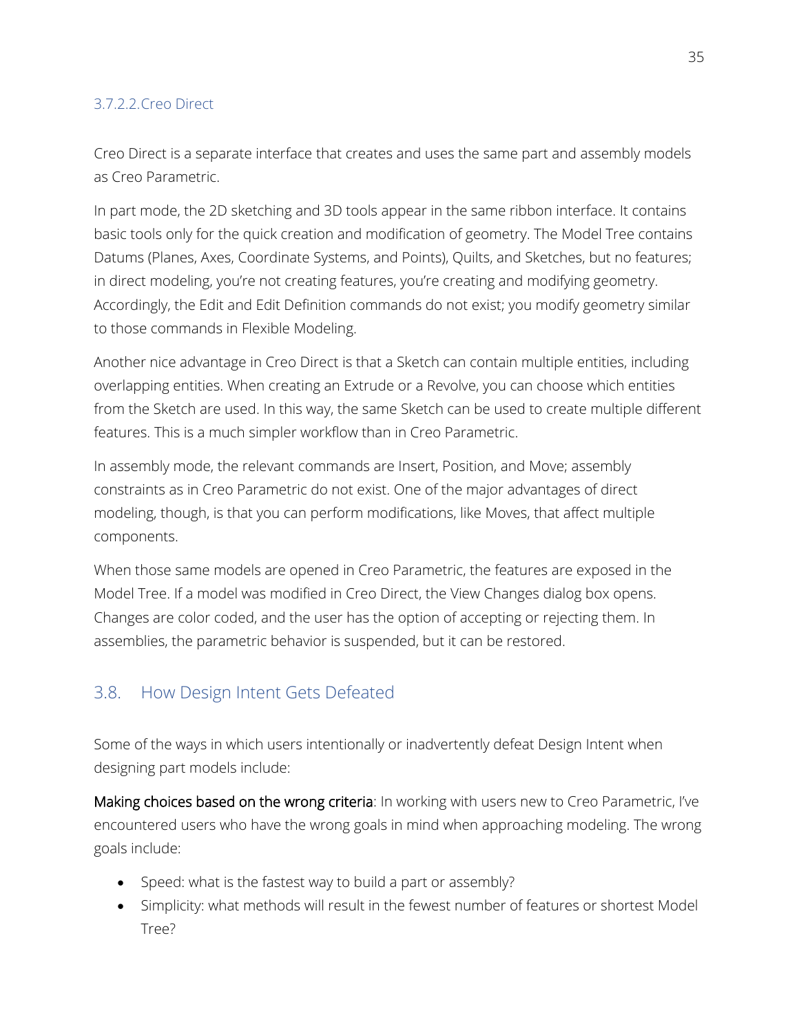#### 3.7.2.2. Creo Direct

Creo Direct is a separate interface that creates and uses the same part and assembly models as Creo Parametric.

In part mode, the 2D sketching and 3D tools appear in the same ribbon interface. It contains basic tools only for the quick creation and modification of geometry. The Model Tree contains Datums (Planes, Axes, Coordinate Systems, and Points), Quilts, and Sketches, but no features; in direct modeling, you're not creating features, you're creating and modifying geometry. Accordingly, the Edit and Edit Definition commands do not exist; you modify geometry similar to those commands in Flexible Modeling.

Another nice advantage in Creo Direct is that a Sketch can contain multiple entities, including overlapping entities. When creating an Extrude or a Revolve, you can choose which entities from the Sketch are used. In this way, the same Sketch can be used to create multiple different features. This is a much simpler workflow than in Creo Parametric.

In assembly mode, the relevant commands are Insert, Position, and Move; assembly constraints as in Creo Parametric do not exist. One of the major advantages of direct modeling, though, is that you can perform modifications, like Moves, that affect multiple components.

When those same models are opened in Creo Parametric, the features are exposed in the Model Tree. If a model was modified in Creo Direct, the View Changes dialog box opens. Changes are color coded, and the user has the option of accepting or rejecting them. In assemblies, the parametric behavior is suspended, but it can be restored.

## 3.8. How Design Intent Gets Defeated

Some of the ways in which users intentionally or inadvertently defeat Design Intent when designing part models include:

**Making choices based on the wrong criteria**: In working with users new to Creo Parametric, I've encountered users who have the wrong goals in mind when approaching modeling. The wrong goals include:

- Speed: what is the fastest way to build a part or assembly?
- Simplicity: what methods will result in the fewest number of features or shortest Model Tree?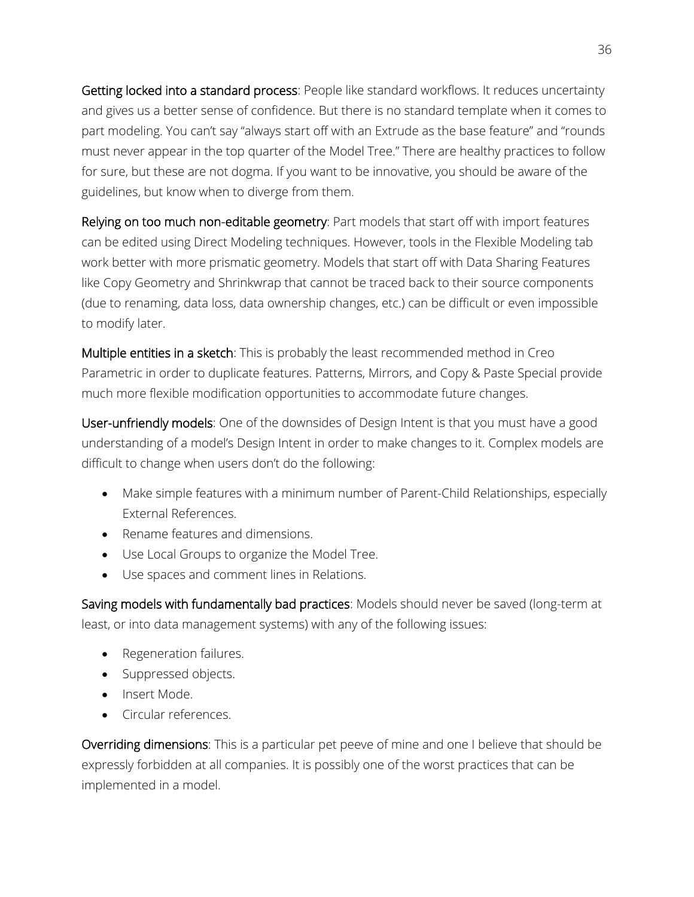**Getting locked into a standard process**: People like standard workflows. It reduces uncertainty and gives us a better sense of confidence. But there is no standard template when it comes to part modeling. You can't say "always start off with an Extrude as the base feature" and "rounds must never appear in the top quarter of the Model Tree." There are healthy practices to follow for sure, but these are not dogma. If you want to be innovative, you should be aware of the guidelines, but know when to diverge from them.

**Relying on too much non-editable geometry**: Part models that start off with import features can be edited using Direct Modeling techniques. However, tools in the Flexible Modeling tab work better with more prismatic geometry. Models that start off with Data Sharing Features like Copy Geometry and Shrinkwrap that cannot be traced back to their source components (due to renaming, data loss, data ownership changes, etc.) can be difficult or even impossible to modify later.

**Multiple entities in a sketch**: This is probably the least recommended method in Creo Parametric in order to duplicate features. Patterns, Mirrors, and Copy & Paste Special provide much more flexible modification opportunities to accommodate future changes.

**User-unfriendly models**: One of the downsides of Design Intent is that you must have a good understanding of a model's Design Intent in order to make changes to it. Complex models are difficult to change when users don't do the following:

- Make simple features with a minimum number of Parent-Child Relationships, especially External References.
- Rename features and dimensions.
- Use Local Groups to organize the Model Tree.
- Use spaces and comment lines in Relations.

**Saving models with fundamentally bad practices**: Models should never be saved (long-term at least, or into data management systems) with any of the following issues:

- Regeneration failures.
- Suppressed objects.
- Insert Mode.
- Circular references.

**Overriding dimensions**: This is a particular pet peeve of mine and one I believe that should be expressly forbidden at all companies. It is possibly one of the worst practices that can be implemented in a model.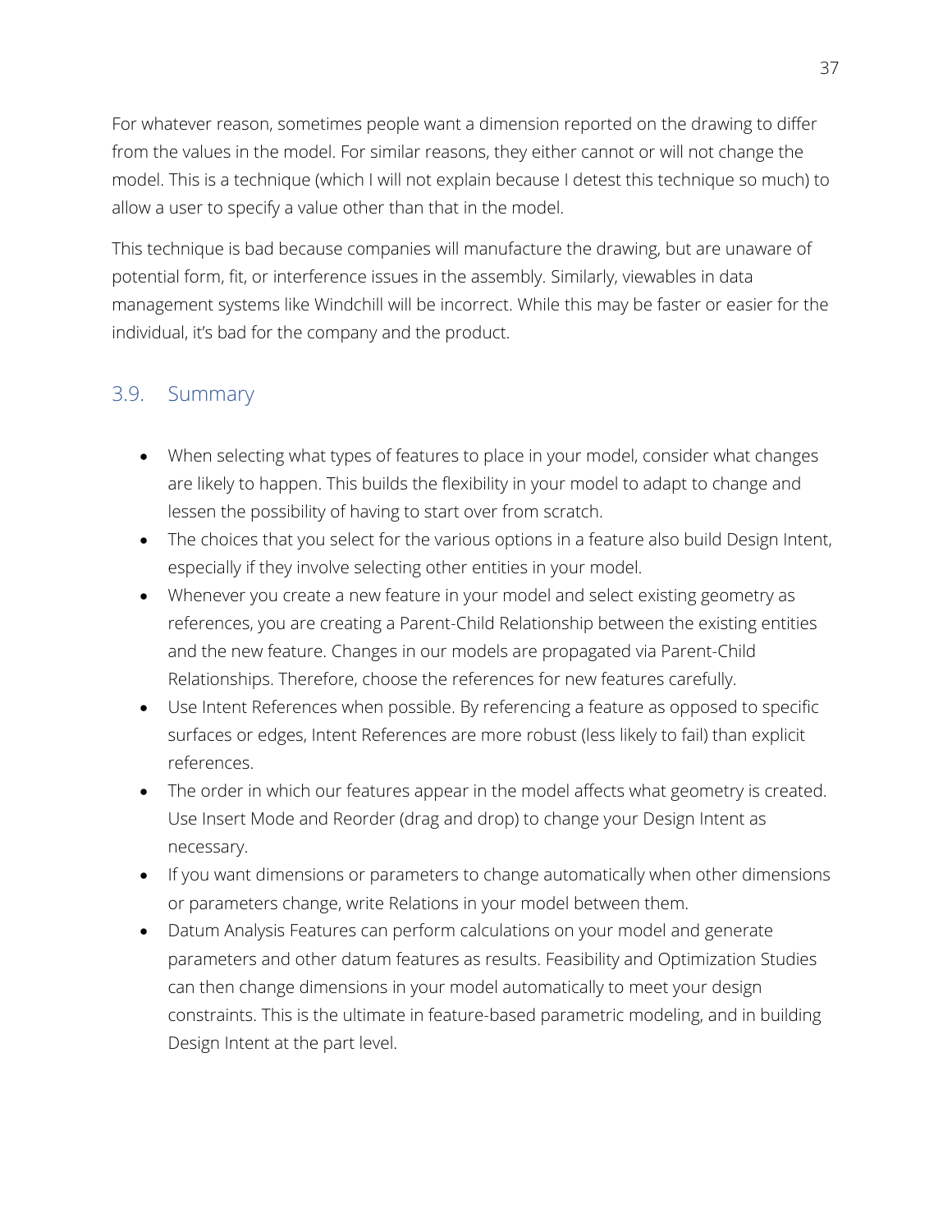For whatever reason, sometimes people want a dimension reported on the drawing to differ from the values in the model. For similar reasons, they either cannot or will not change the model. This is a technique (which I will not explain because I detest this technique so much) to allow a user to specify a value other than that in the model.

This technique is bad because companies will manufacture the drawing, but are unaware of potential form, fit, or interference issues in the assembly. Similarly, viewables in data management systems like Windchill will be incorrect. While this may be faster or easier for the individual, it's bad for the company and the product.

## 3.9. Summary

- When selecting what types of features to place in your model, consider what changes are likely to happen. This builds the flexibility in your model to adapt to change and lessen the possibility of having to start over from scratch.
- The choices that you select for the various options in a feature also build Design Intent, especially if they involve selecting other entities in your model.
- Whenever you create a new feature in your model and select existing geometry as references, you are creating a Parent-Child Relationship between the existing entities and the new feature. Changes in our models are propagated via Parent-Child Relationships. Therefore, choose the references for new features carefully.
- Use Intent References when possible. By referencing a feature as opposed to specific surfaces or edges, Intent References are more robust (less likely to fail) than explicit references.
- The order in which our features appear in the model affects what geometry is created. Use Insert Mode and Reorder (drag and drop) to change your Design Intent as necessary.
- If you want dimensions or parameters to change automatically when other dimensions or parameters change, write Relations in your model between them.
- Datum Analysis Features can perform calculations on your model and generate parameters and other datum features as results. Feasibility and Optimization Studies can then change dimensions in your model automatically to meet your design constraints. This is the ultimate in feature-based parametric modeling, and in building Design Intent at the part level.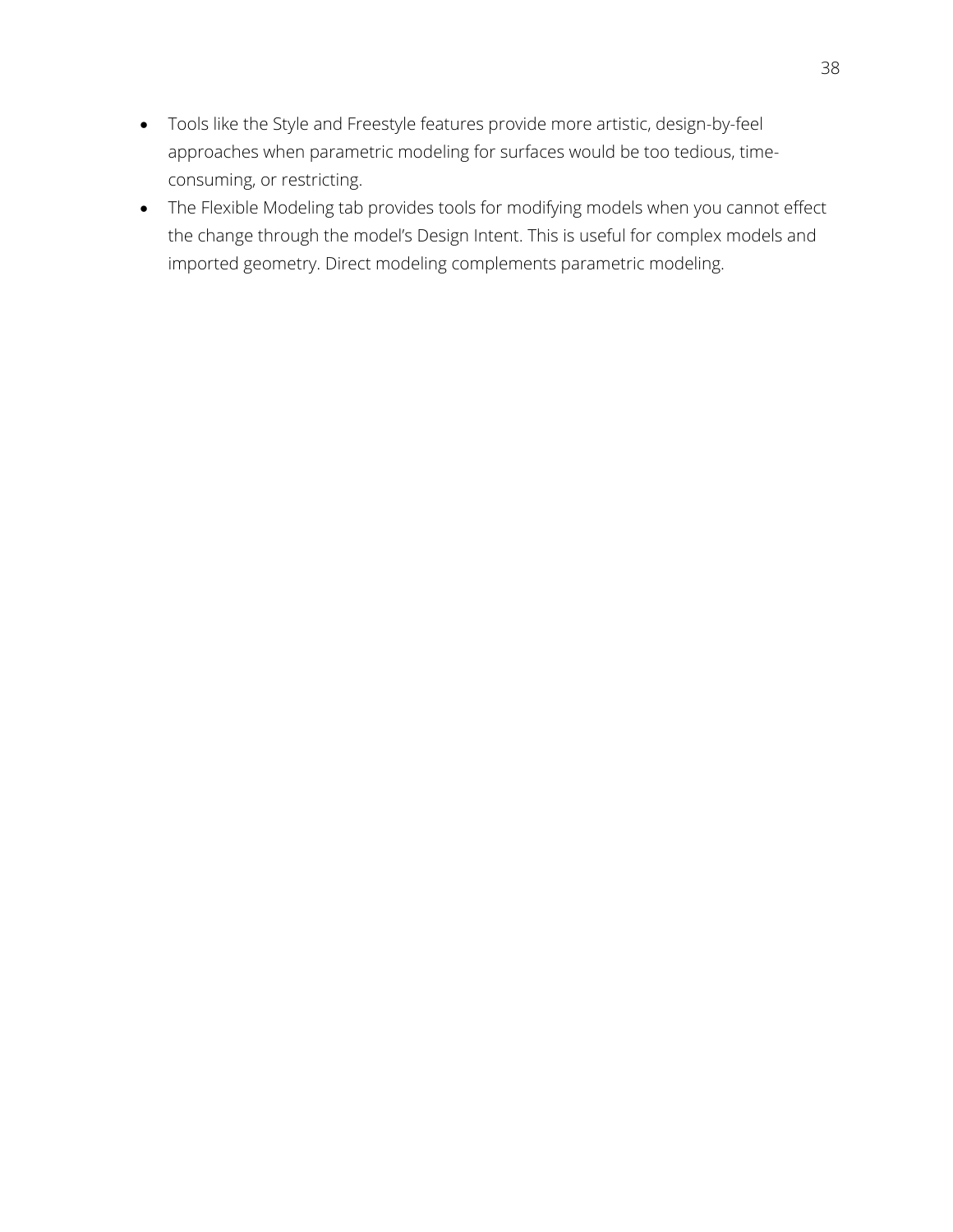- Tools like the Style and Freestyle features provide more artistic, design-by-feel approaches when parametric modeling for surfaces would be too tedious, time-consuming, or restricting.
- The Flexible Modeling tab provides tools for modifying models when you cannot effect the change through the model's Design Intent. This is useful for complex models and imported geometry. Direct modeling complements parametric modeling.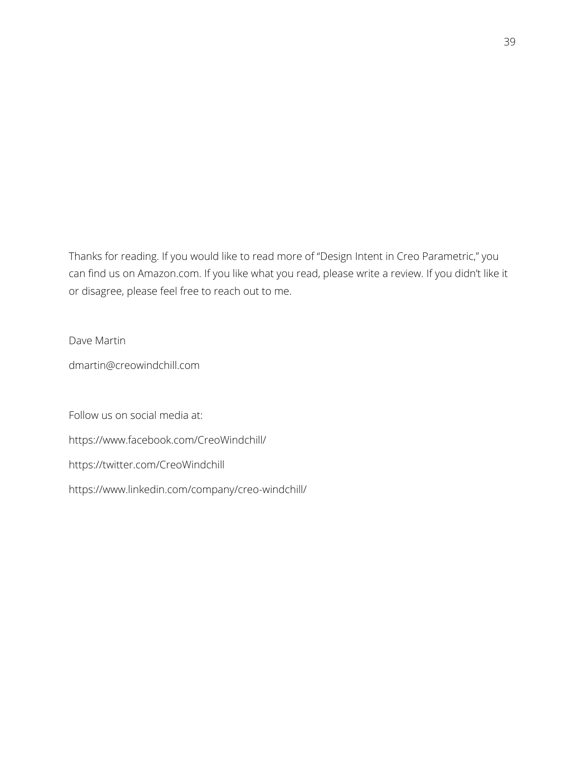Thanks for reading. If you would like to read more of "Design Intent in Creo Parametric," you can find us on Amazon.com. If you like what you read, please write a review. If you didn't like it or disagree, please feel free to reach out to me.

Dave Martin

dmartin@creowindchill.com

Follow us on social media at:

https://www.facebook.com/CreoWindchill/

https://twitter.com/CreoWindchill

https://www.linkedin.com/company/creo-windchill/